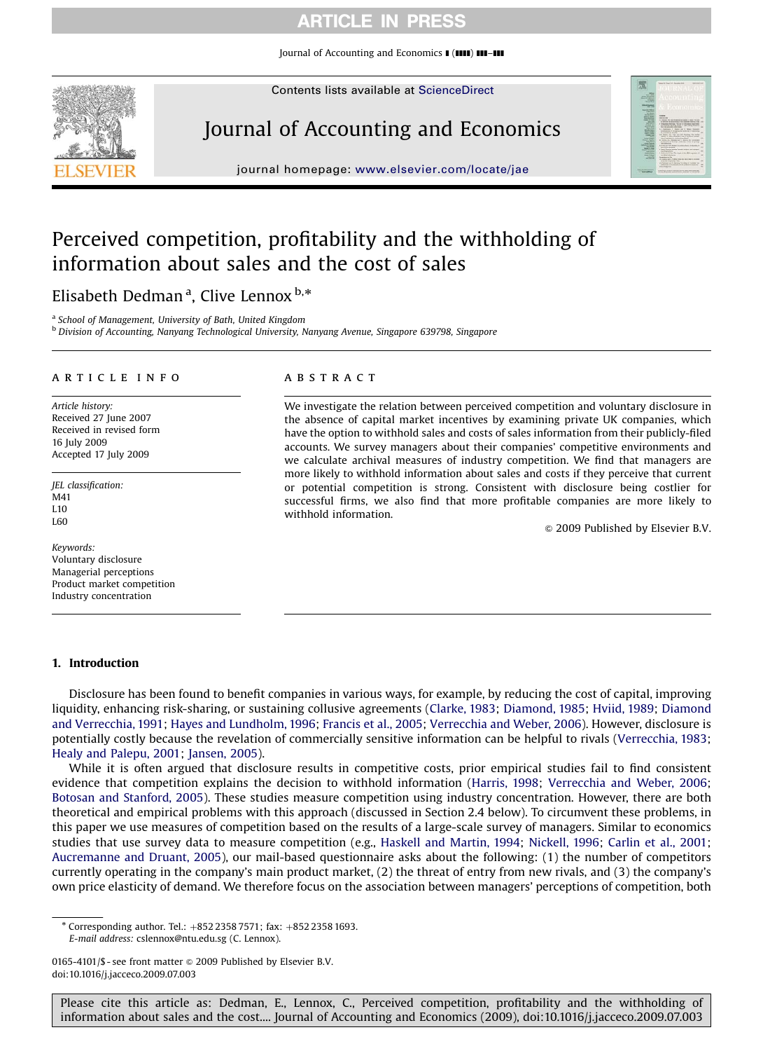# Perceived competition, profitability and the withholding of information about sales and the cost of sales

Elisabeth Dedman [a], Clive Lennox [b,*]

[a] School of Management, University of Bath, United Kingdom
[b] Division of Accounting, Nanyang Technological University, Nanyang Avenue, Singapore 639798, Singapore

## ARTICLE INFO

*Article history:*
Received 27 June 2007
Received in revised form
16 July 2009
Accepted 17 July 2009

*JEL classification:*
M41
L10
L60

*Keywords:*
Voluntary disclosure
Managerial perceptions
Product market competition
Industry concentration

## ABSTRACT

We investigate the relation between perceived competition and voluntary disclosure in the absence of capital market incentives by examining private UK companies, which have the option to withhold sales and costs of sales information from their publicly-filed accounts. We survey managers about their companies' competitive environments and we calculate archival measures of industry competition. We find that managers are more likely to withhold information about sales and costs if they perceive that current or potential competition is strong. Consistent with disclosure being costlier for successful firms, we also find that more profitable companies are more likely to withhold information.

© 2009 Published by Elsevier B.V.

## 1. Introduction

Disclosure has been found to benefit companies in various ways, for example, by reducing the cost of capital, improving liquidity, enhancing risk-sharing, or sustaining collusive agreements (Clarke, 1983; Diamond, 1985; Hviid, 1989; Diamond and Verrecchia, 1991; Hayes and Lundholm, 1996; Francis et al., 2005; Verrecchia and Weber, 2006). However, disclosure is potentially costly because the revelation of commercially sensitive information can be helpful to rivals (Verrecchia, 1983; Healy and Palepu, 2001; Jansen, 2005).

While it is often argued that disclosure results in competitive costs, prior empirical studies fail to find consistent evidence that competition explains the decision to withhold information (Harris, 1998; Verrecchia and Weber, 2006; Botosan and Stanford, 2005). These studies measure competition using industry concentration. However, there are both theoretical and empirical problems with this approach (discussed in Section 2.4 below). To circumvent these problems, in this paper we use measures of competition based on the results of a large-scale survey of managers. Similar to economics studies that use survey data to measure competition (e.g., Haskell and Martin, 1994; Nickell, 1996; Carlin et al., 2001; Aucremanne and Druant, 2005), our mail-based questionnaire asks about the following: (1) the number of competitors currently operating in the company's main product market, (2) the threat of entry from new rivals, and (3) the company's own price elasticity of demand. We therefore focus on the association between managers' perceptions of competition, both

---

* Corresponding author. Tel.: +852 2358 7571; fax: +852 2358 1693.
*E-mail address:* cslennox@ntu.edu.sg (C. Lennox).

0165-4101/$ - see front matter © 2009 Published by Elsevier B.V.
doi:10.1016/j.jacceco.2009.07.003

Please cite this article as: Dedman, E., Lennox, C., Perceived competition, profitability and the withholding of information about sales and the cost.... Journal of Accounting and Economics (2009), doi:10.1016/j.jacceco.2009.07.003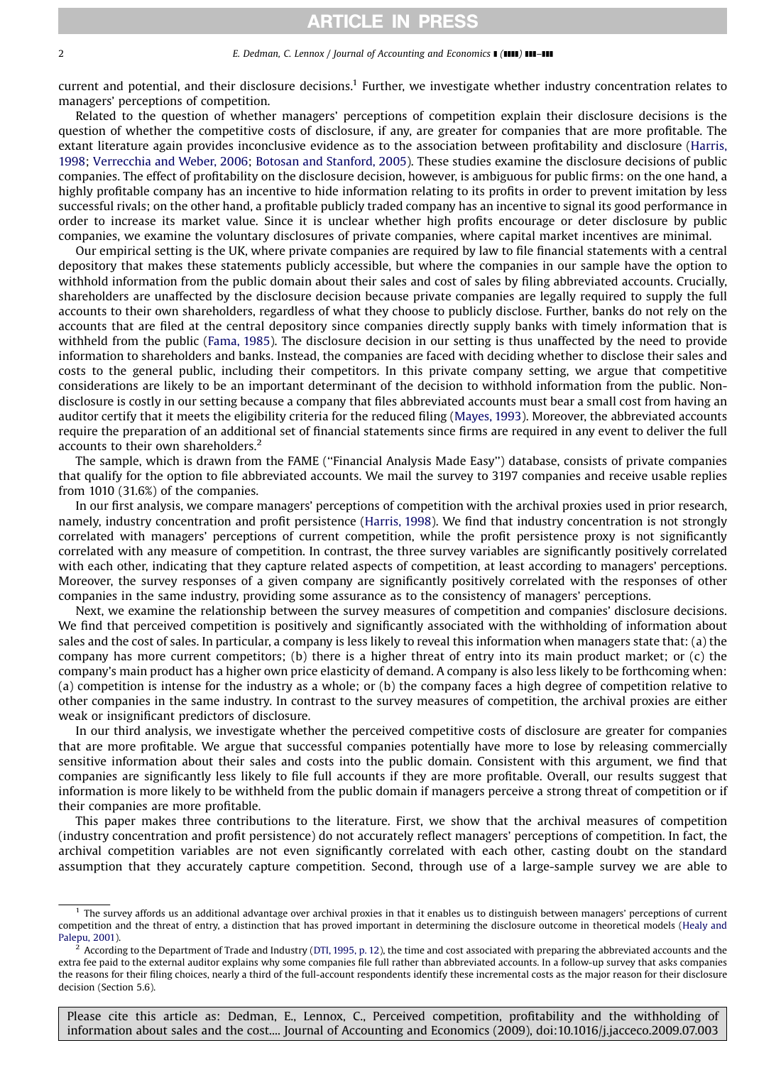current and potential, and their disclosure decisions.[1] Further, we investigate whether industry concentration relates to managers' perceptions of competition.

Related to the question of whether managers' perceptions of competition explain their disclosure decisions is the question of whether the competitive costs of disclosure, if any, are greater for companies that are more profitable. The extant literature again provides inconclusive evidence as to the association between profitability and disclosure (Harris, 1998; Verrecchia and Weber, 2006; Botosan and Stanford, 2005). These studies examine the disclosure decisions of public companies. The effect of profitability on the disclosure decision, however, is ambiguous for public firms: on the one hand, a highly profitable company has an incentive to hide information relating to its profits in order to prevent imitation by less successful rivals; on the other hand, a profitable publicly traded company has an incentive to signal its good performance in order to increase its market value. Since it is unclear whether high profits encourage or deter disclosure by public companies, we examine the voluntary disclosures of private companies, where capital market incentives are minimal.

Our empirical setting is the UK, where private companies are required by law to file financial statements with a central depository that makes these statements publicly accessible, but where the companies in our sample have the option to withhold information from the public domain about their sales and cost of sales by filing abbreviated accounts. Crucially, shareholders are unaffected by the disclosure decision because private companies are legally required to supply the full accounts to their own shareholders, regardless of what they choose to publicly disclose. Further, banks do not rely on the accounts that are filed at the central depository since companies directly supply banks with timely information that is withheld from the public (Fama, 1985). The disclosure decision in our setting is thus unaffected by the need to provide information to shareholders and banks. Instead, the companies are faced with deciding whether to disclose their sales and costs to the general public, including their competitors. In this private company setting, we argue that competitive considerations are likely to be an important determinant of the decision to withhold information from the public. Non-disclosure is costly in our setting because a company that files abbreviated accounts must bear a small cost from having an auditor certify that it meets the eligibility criteria for the reduced filing (Mayes, 1993). Moreover, the abbreviated accounts require the preparation of an additional set of financial statements since firms are required in any event to deliver the full accounts to their own shareholders.[2]

The sample, which is drawn from the FAME ("Financial Analysis Made Easy") database, consists of private companies that qualify for the option to file abbreviated accounts. We mail the survey to 3197 companies and receive usable replies from 1010 (31.6%) of the companies.

In our first analysis, we compare managers' perceptions of competition with the archival proxies used in prior research, namely, industry concentration and profit persistence (Harris, 1998). We find that industry concentration is not strongly correlated with managers' perceptions of current competition, while the profit persistence proxy is not significantly correlated with any measure of competition. In contrast, the three survey variables are significantly positively correlated with each other, indicating that they capture related aspects of competition, at least according to managers' perceptions. Moreover, the survey responses of a given company are significantly positively correlated with the responses of other companies in the same industry, providing some assurance as to the consistency of managers' perceptions.

Next, we examine the relationship between the survey measures of competition and companies' disclosure decisions. We find that perceived competition is positively and significantly associated with the withholding of information about sales and the cost of sales. In particular, a company is less likely to reveal this information when managers state that: (a) the company has more current competitors; (b) there is a higher threat of entry into its main product market; or (c) the company's main product has a higher own price elasticity of demand. A company is also less likely to be forthcoming when: (a) competition is intense for the industry as a whole; or (b) the company faces a high degree of competition relative to other companies in the same industry. In contrast to the survey measures of competition, the archival proxies are either weak or insignificant predictors of disclosure.

In our third analysis, we investigate whether the perceived competitive costs of disclosure are greater for companies that are more profitable. We argue that successful companies potentially have more to lose by releasing commercially sensitive information about their sales and costs into the public domain. Consistent with this argument, we find that companies are significantly less likely to file full accounts if they are more profitable. Overall, our results suggest that information is more likely to be withheld from the public domain if managers perceive a strong threat of competition or if their companies are more profitable.

This paper makes three contributions to the literature. First, we show that the archival measures of competition (industry concentration and profit persistence) do not accurately reflect managers' perceptions of competition. In fact, the archival competition variables are not even significantly correlated with each other, casting doubt on the standard assumption that they accurately capture competition. Second, through use of a large-sample survey we are able to

---

[1] The survey affords us an additional advantage over archival proxies in that it enables us to distinguish between managers' perceptions of current competition and the threat of entry, a distinction that has proved important in determining the disclosure outcome in theoretical models (Healy and Palepu, 2001).

[2] According to the Department of Trade and Industry (DTI, 1995, p. 12), the time and cost associated with preparing the abbreviated accounts and the extra fee paid to the external auditor explains why some companies file full rather than abbreviated accounts. In a follow-up survey that asks companies the reasons for their filing choices, nearly a third of the full-account respondents identify these incremental costs as the major reason for their disclosure decision (Section 5.6).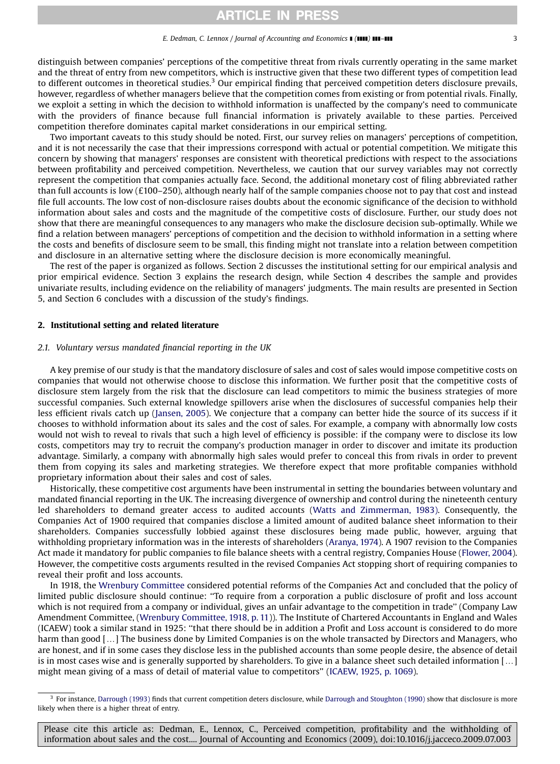distinguish between companies' perceptions of the competitive threat from rivals currently operating in the same market and the threat of entry from new competitors, which is instructive given that these two different types of competition lead to different outcomes in theoretical studies.[3] Our empirical finding that perceived competition deters disclosure prevails, however, regardless of whether managers believe that the competition comes from existing or from potential rivals. Finally, we exploit a setting in which the decision to withhold information is unaffected by the company's need to communicate with the providers of finance because full financial information is privately available to these parties. Perceived competition therefore dominates capital market considerations in our empirical setting.

Two important caveats to this study should be noted. First, our survey relies on managers' perceptions of competition, and it is not necessarily the case that their impressions correspond with actual or potential competition. We mitigate this concern by showing that managers' responses are consistent with theoretical predictions with respect to the associations between profitability and perceived competition. Nevertheless, we caution that our survey variables may not correctly represent the competition that companies actually face. Second, the additional monetary cost of filing abbreviated rather than full accounts is low (£100–250), although nearly half of the sample companies choose not to pay that cost and instead file full accounts. The low cost of non-disclosure raises doubts about the economic significance of the decision to withhold information about sales and costs and the magnitude of the competitive costs of disclosure. Further, our study does not show that there are meaningful consequences to any managers who make the disclosure decision sub-optimally. While we find a relation between managers' perceptions of competition and the decision to withhold information in a setting where the costs and benefits of disclosure seem to be small, this finding might not translate into a relation between competition and disclosure in an alternative setting where the disclosure decision is more economically meaningful.

The rest of the paper is organized as follows. Section 2 discusses the institutional setting for our empirical analysis and prior empirical evidence. Section 3 explains the research design, while Section 4 describes the sample and provides univariate results, including evidence on the reliability of managers' judgments. The main results are presented in Section 5, and Section 6 concludes with a discussion of the study's findings.

## 2. Institutional setting and related literature

### 2.1. Voluntary versus mandated financial reporting in the UK

A key premise of our study is that the mandatory disclosure of sales and cost of sales would impose competitive costs on companies that would not otherwise choose to disclose this information. We further posit that the competitive costs of disclosure stem largely from the risk that the disclosure can lead competitors to mimic the business strategies of more successful companies. Such external knowledge spillovers arise when the disclosures of successful companies help their less efficient rivals catch up (Jansen, 2005). We conjecture that a company can better hide the source of its success if it chooses to withhold information about its sales and the cost of sales. For example, a company with abnormally low costs would not wish to reveal to rivals that such a high level of efficiency is possible: if the company were to disclose its low costs, competitors may try to recruit the company's production manager in order to discover and imitate its production advantage. Similarly, a company with abnormally high sales would prefer to conceal this from rivals in order to prevent them from copying its sales and marketing strategies. We therefore expect that more profitable companies withhold proprietary information about their sales and cost of sales.

Historically, these competitive cost arguments have been instrumental in setting the boundaries between voluntary and mandated financial reporting in the UK. The increasing divergence of ownership and control during the nineteenth century led shareholders to demand greater access to audited accounts (Watts and Zimmerman, 1983). Consequently, the Companies Act of 1900 required that companies disclose a limited amount of audited balance sheet information to their shareholders. Companies successfully lobbied against these disclosures being made public, however, arguing that withholding proprietary information was in the interests of shareholders (Aranya, 1974). A 1907 revision to the Companies Act made it mandatory for public companies to file balance sheets with a central registry, Companies House (Flower, 2004). However, the competitive costs arguments resulted in the revised Companies Act stopping short of requiring companies to reveal their profit and loss accounts.

In 1918, the Wrenbury Committee considered potential reforms of the Companies Act and concluded that the policy of limited public disclosure should continue: "To require from a corporation a public disclosure of profit and loss account which is not required from a company or individual, gives an unfair advantage to the competition in trade" (Company Law Amendment Committee, (Wrenbury Committee, 1918, p. 11)). The Institute of Chartered Accountants in England and Wales (ICAEW) took a similar stand in 1925: "that there should be in addition a Profit and Loss account is considered to do more harm than good [...] The business done by Limited Companies is on the whole transacted by Directors and Managers, who are honest, and if in some cases they disclose less in the published accounts than some people desire, the absence of detail is in most cases wise and is generally supported by shareholders. To give in a balance sheet such detailed information [...] might mean giving of a mass of detail of material value to competitors" (ICAEW, 1925, p. 1069).

[3] For instance, Darrough (1993) finds that current competition deters disclosure, while Darrough and Stoughton (1990) show that disclosure is more likely when there is a higher threat of entry.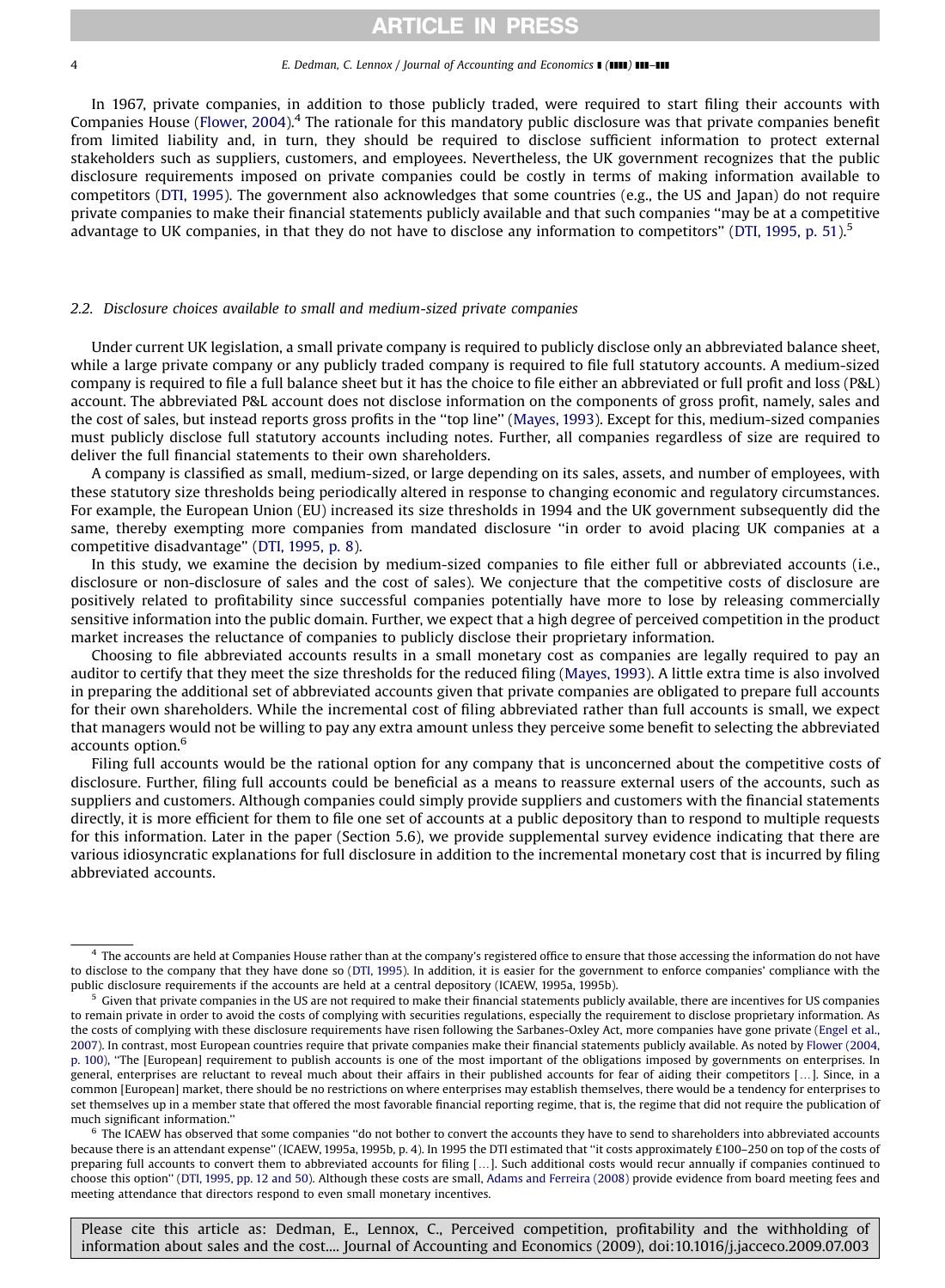In 1967, private companies, in addition to those publicly traded, were required to start filing their accounts with Companies House (Flower, 2004).[4] The rationale for this mandatory public disclosure was that private companies benefit from limited liability and, in turn, they should be required to disclose sufficient information to protect external stakeholders such as suppliers, customers, and employees. Nevertheless, the UK government recognizes that the public disclosure requirements imposed on private companies could be costly in terms of making information available to competitors (DTI, 1995). The government also acknowledges that some countries (e.g., the US and Japan) do not require private companies to make their financial statements publicly available and that such companies ''may be at a competitive advantage to UK companies, in that they do not have to disclose any information to competitors'' (DTI, 1995, p. 51).[5]

### 2.2. Disclosure choices available to small and medium-sized private companies

Under current UK legislation, a small private company is required to publicly disclose only an abbreviated balance sheet, while a large private company or any publicly traded company is required to file full statutory accounts. A medium-sized company is required to file a full balance sheet but it has the choice to file either an abbreviated or full profit and loss (P&L) account. The abbreviated P&L account does not disclose information on the components of gross profit, namely, sales and the cost of sales, but instead reports gross profits in the ''top line'' (Mayes, 1993). Except for this, medium-sized companies must publicly disclose full statutory accounts including notes. Further, all companies regardless of size are required to deliver the full financial statements to their own shareholders.

A company is classified as small, medium-sized, or large depending on its sales, assets, and number of employees, with these statutory size thresholds being periodically altered in response to changing economic and regulatory circumstances. For example, the European Union (EU) increased its size thresholds in 1994 and the UK government subsequently did the same, thereby exempting more companies from mandated disclosure ''in order to avoid placing UK companies at a competitive disadvantage'' (DTI, 1995, p. 8).

In this study, we examine the decision by medium-sized companies to file either full or abbreviated accounts (i.e., disclosure or non-disclosure of sales and the cost of sales). We conjecture that the competitive costs of disclosure are positively related to profitability since successful companies potentially have more to lose by releasing commercially sensitive information into the public domain. Further, we expect that a high degree of perceived competition in the product market increases the reluctance of companies to publicly disclose their proprietary information.

Choosing to file abbreviated accounts results in a small monetary cost as companies are legally required to pay an auditor to certify that they meet the size thresholds for the reduced filing (Mayes, 1993). A little extra time is also involved in preparing the additional set of abbreviated accounts given that private companies are obligated to prepare full accounts for their own shareholders. While the incremental cost of filing abbreviated rather than full accounts is small, we expect that managers would not be willing to pay any extra amount unless they perceive some benefit to selecting the abbreviated accounts option.[6]

Filing full accounts would be the rational option for any company that is unconcerned about the competitive costs of disclosure. Further, filing full accounts could be beneficial as a means to reassure external users of the accounts, such as suppliers and customers. Although companies could simply provide suppliers and customers with the financial statements directly, it is more efficient for them to file one set of accounts at a public depository than to respond to multiple requests for this information. Later in the paper (Section 5.6), we provide supplemental survey evidence indicating that there are various idiosyncratic explanations for full disclosure in addition to the incremental monetary cost that is incurred by filing abbreviated accounts.

---

[4] The accounts are held at Companies House rather than at the company's registered office to ensure that those accessing the information do not have to disclose to the company that they have done so (DTI, 1995). In addition, it is easier for the government to enforce companies' compliance with the public disclosure requirements if the accounts are held at a central depository (ICAEW, 1995a, 1995b).

[5] Given that private companies in the US are not required to make their financial statements publicly available, there are incentives for US companies to remain private in order to avoid the costs of complying with securities regulations, especially the requirement to disclose proprietary information. As the costs of complying with these disclosure requirements have risen following the Sarbanes-Oxley Act, more companies have gone private (Engel et al., 2007). In contrast, most European countries require that private companies make their financial statements publicly available. As noted by Flower (2004, p. 100), ''The [European] requirement to publish accounts is one of the most important of the obligations imposed by governments on enterprises. In general, enterprises are reluctant to reveal much about their affairs in their published accounts for fear of aiding their competitors [...]. Since, in a common [European] market, there should be no restrictions on where enterprises may establish themselves, there would be a tendency for enterprises to set themselves up in a member state that offered the most favorable financial reporting regime, that is, the regime that did not require the publication of much significant information.''

[6] The ICAEW has observed that some companies ''do not bother to convert the accounts they have to send to shareholders into abbreviated accounts because there is an attendant expense'' (ICAEW, 1995a, 1995b, p. 4). In 1995 the DTI estimated that ''it costs approximately £100–250 on top of the costs of preparing full accounts to convert them to abbreviated accounts for filing [...]. Such additional costs would recur annually if companies continued to choose this option'' (DTI, 1995, pp. 12 and 50). Although these costs are small, Adams and Ferreira (2008) provide evidence from board meeting fees and meeting attendance that directors respond to even small monetary incentives.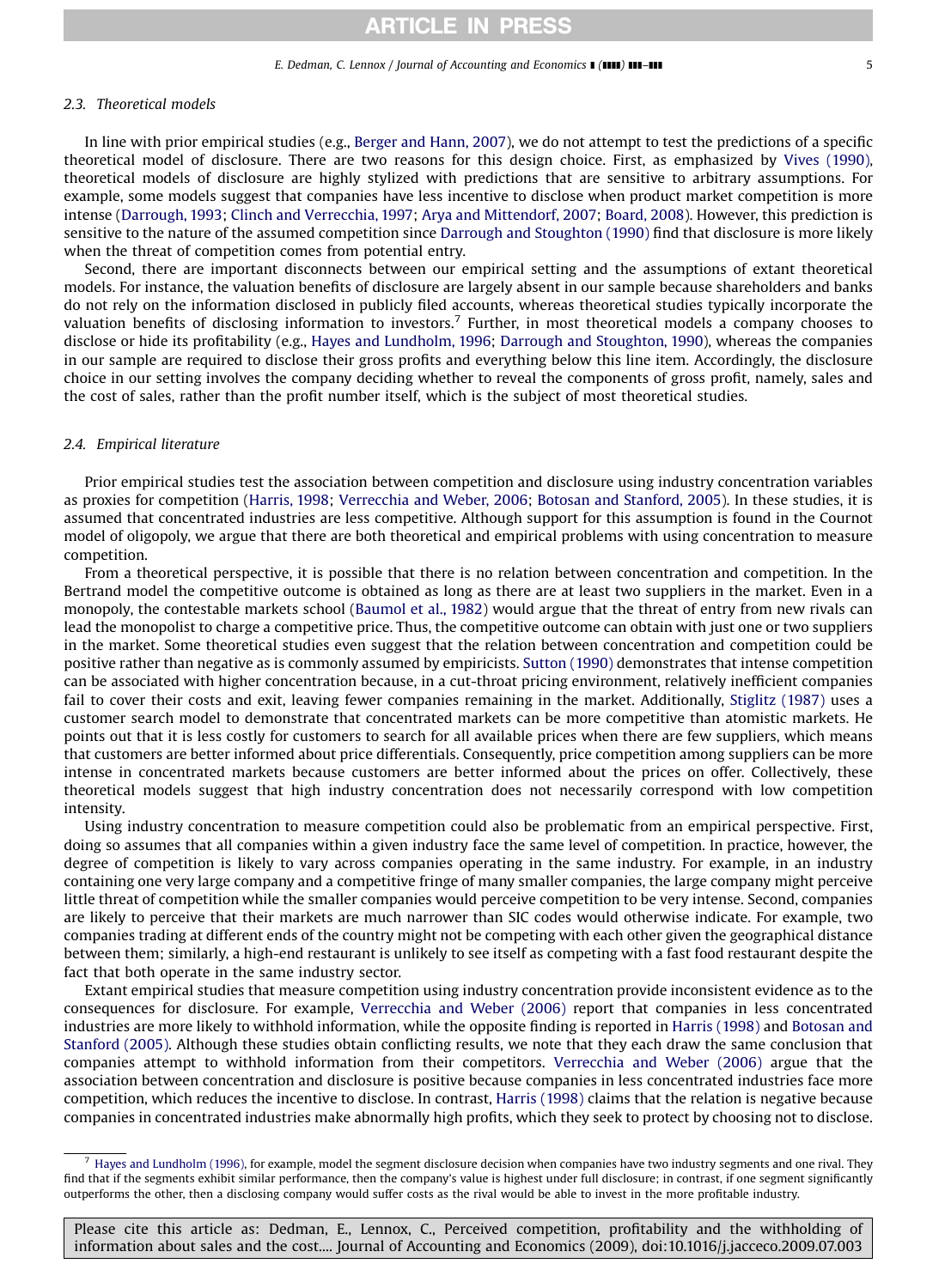### 2.3. Theoretical models

In line with prior empirical studies (e.g., Berger and Hann, 2007), we do not attempt to test the predictions of a specific theoretical model of disclosure. There are two reasons for this design choice. First, as emphasized by Vives (1990), theoretical models of disclosure are highly stylized with predictions that are sensitive to arbitrary assumptions. For example, some models suggest that companies have less incentive to disclose when product market competition is more intense (Darrough, 1993; Clinch and Verrecchia, 1997; Arya and Mittendorf, 2007; Board, 2008). However, this prediction is sensitive to the nature of the assumed competition since Darrough and Stoughton (1990) find that disclosure is more likely when the threat of competition comes from potential entry.

Second, there are important disconnects between our empirical setting and the assumptions of extant theoretical models. For instance, the valuation benefits of disclosure are largely absent in our sample because shareholders and banks do not rely on the information disclosed in publicly filed accounts, whereas theoretical studies typically incorporate the valuation benefits of disclosing information to investors.[7] Further, in most theoretical models a company chooses to disclose or hide its profitability (e.g., Hayes and Lundholm, 1996; Darrough and Stoughton, 1990), whereas the companies in our sample are required to disclose their gross profits and everything below this line item. Accordingly, the disclosure choice in our setting involves the company deciding whether to reveal the components of gross profit, namely, sales and the cost of sales, rather than the profit number itself, which is the subject of most theoretical studies.

### 2.4. Empirical literature

Prior empirical studies test the association between competition and disclosure using industry concentration variables as proxies for competition (Harris, 1998; Verrecchia and Weber, 2006; Botosan and Stanford, 2005). In these studies, it is assumed that concentrated industries are less competitive. Although support for this assumption is found in the Cournot model of oligopoly, we argue that there are both theoretical and empirical problems with using concentration to measure competition.

From a theoretical perspective, it is possible that there is no relation between concentration and competition. In the Bertrand model the competitive outcome is obtained as long as there are at least two suppliers in the market. Even in a monopoly, the contestable markets school (Baumol et al., 1982) would argue that the threat of entry from new rivals can lead the monopolist to charge a competitive price. Thus, the competitive outcome can obtain with just one or two suppliers in the market. Some theoretical studies even suggest that the relation between concentration and competition could be positive rather than negative as is commonly assumed by empiricists. Sutton (1990) demonstrates that intense competition can be associated with higher concentration because, in a cut-throat pricing environment, relatively inefficient companies fail to cover their costs and exit, leaving fewer companies remaining in the market. Additionally, Stiglitz (1987) uses a customer search model to demonstrate that concentrated markets can be more competitive than atomistic markets. He points out that it is less costly for customers to search for all available prices when there are few suppliers, which means that customers are better informed about price differentials. Consequently, price competition among suppliers can be more intense in concentrated markets because customers are better informed about the prices on offer. Collectively, these theoretical models suggest that high industry concentration does not necessarily correspond with low competition intensity.

Using industry concentration to measure competition could also be problematic from an empirical perspective. First, doing so assumes that all companies within a given industry face the same level of competition. In practice, however, the degree of competition is likely to vary across companies operating in the same industry. For example, in an industry containing one very large company and a competitive fringe of many smaller companies, the large company might perceive little threat of competition while the smaller companies would perceive competition to be very intense. Second, companies are likely to perceive that their markets are much narrower than SIC codes would otherwise indicate. For example, two companies trading at different ends of the country might not be competing with each other given the geographical distance between them; similarly, a high-end restaurant is unlikely to see itself as competing with a fast food restaurant despite the fact that both operate in the same industry sector.

Extant empirical studies that measure competition using industry concentration provide inconsistent evidence as to the consequences for disclosure. For example, Verrecchia and Weber (2006) report that companies in less concentrated industries are more likely to withhold information, while the opposite finding is reported in Harris (1998) and Botosan and Stanford (2005). Although these studies obtain conflicting results, we note that they each draw the same conclusion that companies attempt to withhold information from their competitors. Verrecchia and Weber (2006) argue that the association between concentration and disclosure is positive because companies in less concentrated industries face more competition, which reduces the incentive to disclose. In contrast, Harris (1998) claims that the relation is negative because companies in concentrated industries make abnormally high profits, which they seek to protect by choosing not to disclose.

---

[7] Hayes and Lundholm (1996), for example, model the segment disclosure decision when companies have two industry segments and one rival. They find that if the segments exhibit similar performance, then the company's value is highest under full disclosure; in contrast, if one segment significantly outperforms the other, then a disclosing company would suffer costs as the rival would be able to invest in the more profitable industry.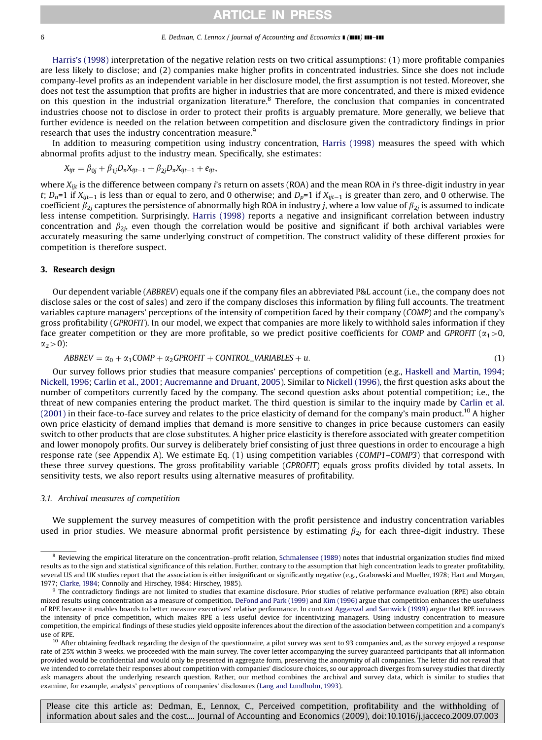Harris's (1998) interpretation of the negative relation rests on two critical assumptions: (1) more profitable companies are less likely to disclose; and (2) companies make higher profits in concentrated industries. Since she does not include company-level profits as an independent variable in her disclosure model, the first assumption is not tested. Moreover, she does not test the assumption that profits are higher in industries that are more concentrated, and there is mixed evidence on this question in the industrial organization literature.[8] Therefore, the conclusion that companies in concentrated industries choose not to disclose in order to protect their profits is arguably premature. More generally, we believe that further evidence is needed on the relation between competition and disclosure given the contradictory findings in prior research that uses the industry concentration measure.[9]

In addition to measuring competition using industry concentration, Harris (1998) measures the speed with which abnormal profits adjust to the industry mean. Specifically, she estimates:

$$X_{ijt} = \beta_{0j} + \beta_{1j}D_nX_{ijt-1} + \beta_{2j}D_nX_{ijt-1} + e_{ijt},$$

where $X_{ijt}$ is the difference between company $i$'s return on assets (ROA) and the mean ROA in $i$'s three-digit industry in year $t$; $D_n$=1 if $X_{ijt-1}$ is less than or equal to zero, and 0 otherwise; and $D_p$=1 if $X_{ijt-1}$ is greater than zero, and 0 otherwise. The coefficient $\beta_{2j}$ captures the persistence of abnormally high ROA in industry $j$, where a low value of $\beta_{2j}$ is assumed to indicate less intense competition. Surprisingly, Harris (1998) reports a negative and insignificant correlation between industry concentration and $\beta_{2j}$, even though the correlation would be positive and significant if both archival variables were accurately measuring the same underlying construct of competition. The construct validity of these different proxies for competition is therefore suspect.

## 3. Research design

Our dependent variable (*ABBREV*) equals one if the company files an abbreviated P&L account (i.e., the company does not disclose sales or the cost of sales) and zero if the company discloses this information by filing full accounts. The treatment variables capture managers' perceptions of the intensity of competition faced by their company (*COMP*) and the company's gross profitability (*GPROFIT*). In our model, we expect that companies are more likely to withhold sales information if they face greater competition or they are more profitable, so we predict positive coefficients for *COMP* and *GPROFIT* ($\alpha_1 > 0$, $\alpha_2 > 0$):

$$ABBREV = \alpha_0 + \alpha_1 COMP + \alpha_2 GPROFIT + CONTROL\_VARIABLES + u. \tag{1}$$

Our survey follows prior studies that measure companies' perceptions of competition (e.g., Haskell and Martin, 1994; Nickell, 1996; Carlin et al., 2001; Aucremanne and Druant, 2005). Similar to Nickell (1996), the first question asks about the number of competitors currently faced by the company. The second question asks about potential competition; i.e., the threat of new companies entering the product market. The third question is similar to the inquiry made by Carlin et al. (2001) in their face-to-face survey and relates to the price elasticity of demand for the company's main product.[10] A higher own price elasticity of demand implies that demand is more sensitive to changes in price because customers can easily switch to other products that are close substitutes. A higher price elasticity is therefore associated with greater competition and lower monopoly profits. Our survey is deliberately brief consisting of just three questions in order to encourage a high response rate (see Appendix A). We estimate Eq. (1) using competition variables (*COMP1–COMP3*) that correspond with these three survey questions. The gross profitability variable (*GPROFIT*) equals gross profits divided by total assets. In sensitivity tests, we also report results using alternative measures of profitability.

### 3.1. Archival measures of competition

We supplement the survey measures of competition with the profit persistence and industry concentration variables used in prior studies. We measure abnormal profit persistence by estimating $\beta_{2j}$ for each three-digit industry. These

---

[8] Reviewing the empirical literature on the concentration–profit relation, Schmalensee (1989) notes that industrial organization studies find mixed results as to the sign and statistical significance of this relation. Further, contrary to the assumption that high concentration leads to greater profitability, several US and UK studies report that the association is either insignificant or significantly negative (e.g., Grabowski and Mueller, 1978; Hart and Morgan, 1977; Clarke, 1984; Connolly and Hirschey, 1984; Hirschey, 1985).

[9] The contradictory findings are not limited to studies that examine disclosure. Prior studies of relative performance evaluation (RPE) also obtain mixed results using concentration as a measure of competition. DeFond and Park (1999) and Kim (1996) argue that competition enhances the usefulness of RPE because it enables boards to better measure executives' relative performance. In contrast Aggarwal and Samwick (1999) argue that RPE increases the intensity of price competition, which makes RPE a less useful device for incentivizing managers. Using industry concentration to measure competition, the empirical findings of these studies yield opposite inferences about the direction of the association between competition and a company's use of RPE.

[10] After obtaining feedback regarding the design of the questionnaire, a pilot survey was sent to 93 companies and, as the survey enjoyed a response rate of 25% within 3 weeks, we proceeded with the main survey. The cover letter accompanying the survey guaranteed participants that all information provided would be confidential and would only be presented in aggregate form, preserving the anonymity of all companies. The letter did not reveal that we intended to correlate their responses about competition with companies' disclosure choices, so our approach diverges from survey studies that directly ask managers about the underlying research question. Rather, our method combines the archival and survey data, which is similar to studies that examine, for example, analysts' perceptions of companies' disclosures (Lang and Lundholm, 1993).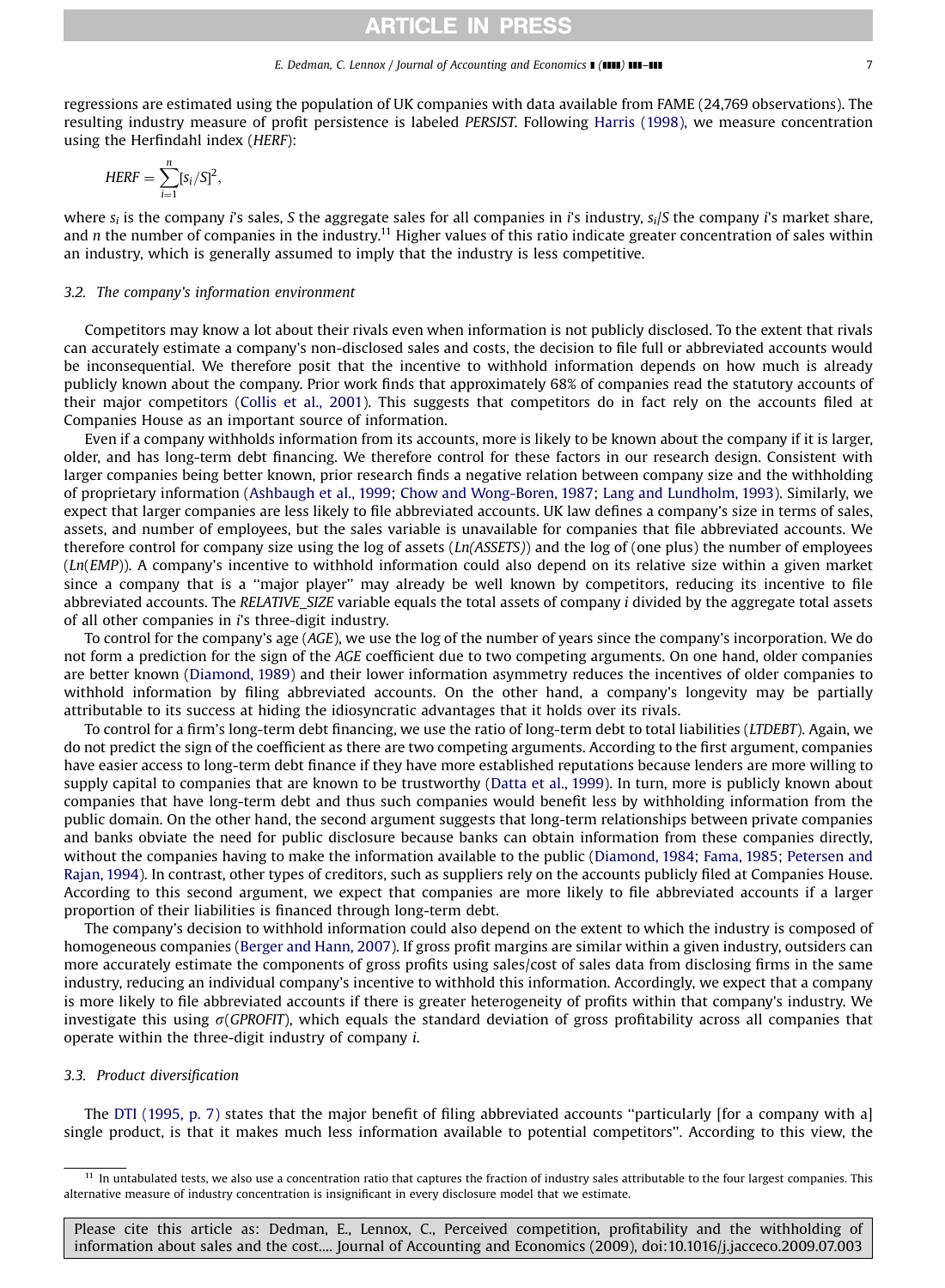regressions are estimated using the population of UK companies with data available from FAME (24,769 observations). The resulting industry measure of profit persistence is labeled *PERSIST*. Following Harris (1998), we measure concentration using the Herfindahl index (*HERF*):

$$HERF = \sum_{i=1}^{n} [s_i/S]^2,$$

where $s_i$ is the company $i$'s sales, $S$ the aggregate sales for all companies in $i$'s industry, $s_i/S$ the company $i$'s market share, and $n$ the number of companies in the industry.[11] Higher values of this ratio indicate greater concentration of sales within an industry, which is generally assumed to imply that the industry is less competitive.

### 3.2. The company's information environment

Competitors may know a lot about their rivals even when information is not publicly disclosed. To the extent that rivals can accurately estimate a company's non-disclosed sales and costs, the decision to file full or abbreviated accounts would be inconsequential. We therefore posit that the incentive to withhold information depends on how much is already publicly known about the company. Prior work finds that approximately 68% of companies read the statutory accounts of their major competitors (Collis et al., 2001). This suggests that competitors do in fact rely on the accounts filed at Companies House as an important source of information.

Even if a company withholds information from its accounts, more is likely to be known about the company if it is larger, older, and has long-term debt financing. We therefore control for these factors in our research design. Consistent with larger companies being better known, prior research finds a negative relation between company size and the withholding of proprietary information (Ashbaugh et al., 1999; Chow and Wong-Boren, 1987; Lang and Lundholm, 1993). Similarly, we expect that larger companies are less likely to file abbreviated accounts. UK law defines a company's size in terms of sales, assets, and number of employees, but the sales variable is unavailable for companies that file abbreviated accounts. We therefore control for company size using the log of assets (*Ln(ASSETS)*) and the log of (one plus) the number of employees (*Ln*(*EMP*)). A company's incentive to withhold information could also depend on its relative size within a given market since a company that is a "major player" may already be well known by competitors, reducing its incentive to file abbreviated accounts. The *RELATIVE_SIZE* variable equals the total assets of company $i$ divided by the aggregate total assets of all other companies in $i$'s three-digit industry.

To control for the company's age (*AGE*), we use the log of the number of years since the company's incorporation. We do not form a prediction for the sign of the *AGE* coefficient due to two competing arguments. On one hand, older companies are better known (Diamond, 1989) and their lower information asymmetry reduces the incentives of older companies to withhold information by filing abbreviated accounts. On the other hand, a company's longevity may be partially attributable to its success at hiding the idiosyncratic advantages that it holds over its rivals.

To control for a firm's long-term debt financing, we use the ratio of long-term debt to total liabilities (*LTDEBT*). Again, we do not predict the sign of the coefficient as there are two competing arguments. According to the first argument, companies have easier access to long-term debt finance if they have more established reputations because lenders are more willing to supply capital to companies that are known to be trustworthy (Datta et al., 1999). In turn, more is publicly known about companies that have long-term debt and thus such companies would benefit less by withholding information from the public domain. On the other hand, the second argument suggests that long-term relationships between private companies and banks obviate the need for public disclosure because banks can obtain information from these companies directly, without the companies having to make the information available to the public (Diamond, 1984; Fama, 1985; Petersen and Rajan, 1994). In contrast, other types of creditors, such as suppliers rely on the accounts publicly filed at Companies House. According to this second argument, we expect that companies are more likely to file abbreviated accounts if a larger proportion of their liabilities is financed through long-term debt.

The company's decision to withhold information could also depend on the extent to which the industry is composed of homogeneous companies (Berger and Hann, 2007). If gross profit margins are similar within a given industry, outsiders can more accurately estimate the components of gross profits using sales/cost of sales data from disclosing firms in the same industry, reducing an individual company's incentive to withhold this information. Accordingly, we expect that a company is more likely to file abbreviated accounts if there is greater heterogeneity of profits within that company's industry. We investigate this using $\sigma$(*GPROFIT*), which equals the standard deviation of gross profitability across all companies that operate within the three-digit industry of company $i$.

### 3.3. Product diversification

The DTI (1995, p. 7) states that the major benefit of filing abbreviated accounts "particularly [for a company with a] single product, is that it makes much less information available to potential competitors". According to this view, the

---

[11] In untabulated tests, we also use a concentration ratio that captures the fraction of industry sales attributable to the four largest companies. This alternative measure of industry concentration is insignificant in every disclosure model that we estimate.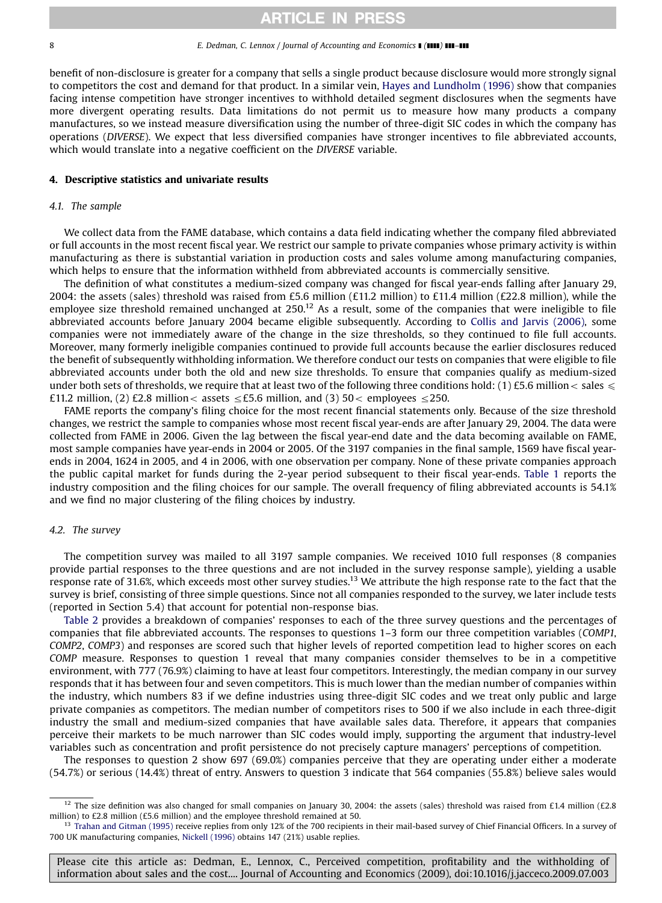benefit of non-disclosure is greater for a company that sells a single product because disclosure would more strongly signal to competitors the cost and demand for that product. In a similar vein, Hayes and Lundholm (1996) show that companies facing intense competition have stronger incentives to withhold detailed segment disclosures when the segments have more divergent operating results. Data limitations do not permit us to measure how many products a company manufactures, so we instead measure diversification using the number of three-digit SIC codes in which the company has operations (*DIVERSE*). We expect that less diversified companies have stronger incentives to file abbreviated accounts, which would translate into a negative coefficient on the *DIVERSE* variable.

## 4. Descriptive statistics and univariate results

### 4.1. The sample

We collect data from the FAME database, which contains a data field indicating whether the company filed abbreviated or full accounts in the most recent fiscal year. We restrict our sample to private companies whose primary activity is within manufacturing as there is substantial variation in production costs and sales volume among manufacturing companies, which helps to ensure that the information withheld from abbreviated accounts is commercially sensitive.

The definition of what constitutes a medium-sized company was changed for fiscal year-ends falling after January 29, 2004: the assets (sales) threshold was raised from £5.6 million (£11.2 million) to £11.4 million (£22.8 million), while the employee size threshold remained unchanged at 250.[12] As a result, some of the companies that were ineligible to file abbreviated accounts before January 2004 became eligible subsequently. According to Collis and Jarvis (2006), some companies were not immediately aware of the change in the size thresholds, so they continued to file full accounts. Moreover, many formerly ineligible companies continued to provide full accounts because the earlier disclosures reduced the benefit of subsequently withholding information. We therefore conduct our tests on companies that were eligible to file abbreviated accounts under both the old and new size thresholds. To ensure that companies qualify as medium-sized under both sets of thresholds, we require that at least two of the following three conditions hold: (1) £5.6 million $<$ sales $\leqslant$ £11.2 million, (2) £2.8 million $<$ assets $\leq$£5.6 million, and (3) 50 $<$ employees $\leq$250.

FAME reports the company's filing choice for the most recent financial statements only. Because of the size threshold changes, we restrict the sample to companies whose most recent fiscal year-ends are after January 29, 2004. The data were collected from FAME in 2006. Given the lag between the fiscal year-end date and the data becoming available on FAME, most sample companies have year-ends in 2004 or 2005. Of the 3197 companies in the final sample, 1569 have fiscal year-ends in 2004, 1624 in 2005, and 4 in 2006, with one observation per company. None of these private companies approach the public capital market for funds during the 2-year period subsequent to their fiscal year-ends. Table 1 reports the industry composition and the filing choices for our sample. The overall frequency of filing abbreviated accounts is 54.1% and we find no major clustering of the filing choices by industry.

### 4.2. The survey

The competition survey was mailed to all 3197 sample companies. We received 1010 full responses (8 companies provide partial responses to the three questions and are not included in the survey response sample), yielding a usable response rate of 31.6%, which exceeds most other survey studies.[13] We attribute the high response rate to the fact that the survey is brief, consisting of three simple questions. Since not all companies responded to the survey, we later include tests (reported in Section 5.4) that account for potential non-response bias.

Table 2 provides a breakdown of companies' responses to each of the three survey questions and the percentages of companies that file abbreviated accounts. The responses to questions 1–3 form our three competition variables (*COMP1*, *COMP2*, *COMP3*) and responses are scored such that higher levels of reported competition lead to higher scores on each *COMP* measure. Responses to question 1 reveal that many companies consider themselves to be in a competitive environment, with 777 (76.9%) claiming to have at least four competitors. Interestingly, the median company in our survey responds that it has between four and seven competitors. This is much lower than the median number of companies within the industry, which numbers 83 if we define industries using three-digit SIC codes and we treat only public and large private companies as competitors. The median number of competitors rises to 500 if we also include in each three-digit industry the small and medium-sized companies that have available sales data. Therefore, it appears that companies perceive their markets to be much narrower than SIC codes would imply, supporting the argument that industry-level variables such as concentration and profit persistence do not precisely capture managers' perceptions of competition.

The responses to question 2 show 697 (69.0%) companies perceive that they are operating under either a moderate (54.7%) or serious (14.4%) threat of entry. Answers to question 3 indicate that 564 companies (55.8%) believe sales would

[12] The size definition was also changed for small companies on January 30, 2004: the assets (sales) threshold was raised from £1.4 million (£2.8 million) to £2.8 million (£5.6 million) and the employee threshold remained at 50.

[13] Trahan and Gitman (1995) receive replies from only 12% of the 700 recipients in their mail-based survey of Chief Financial Officers. In a survey of 700 UK manufacturing companies, Nickell (1996) obtains 147 (21%) usable replies.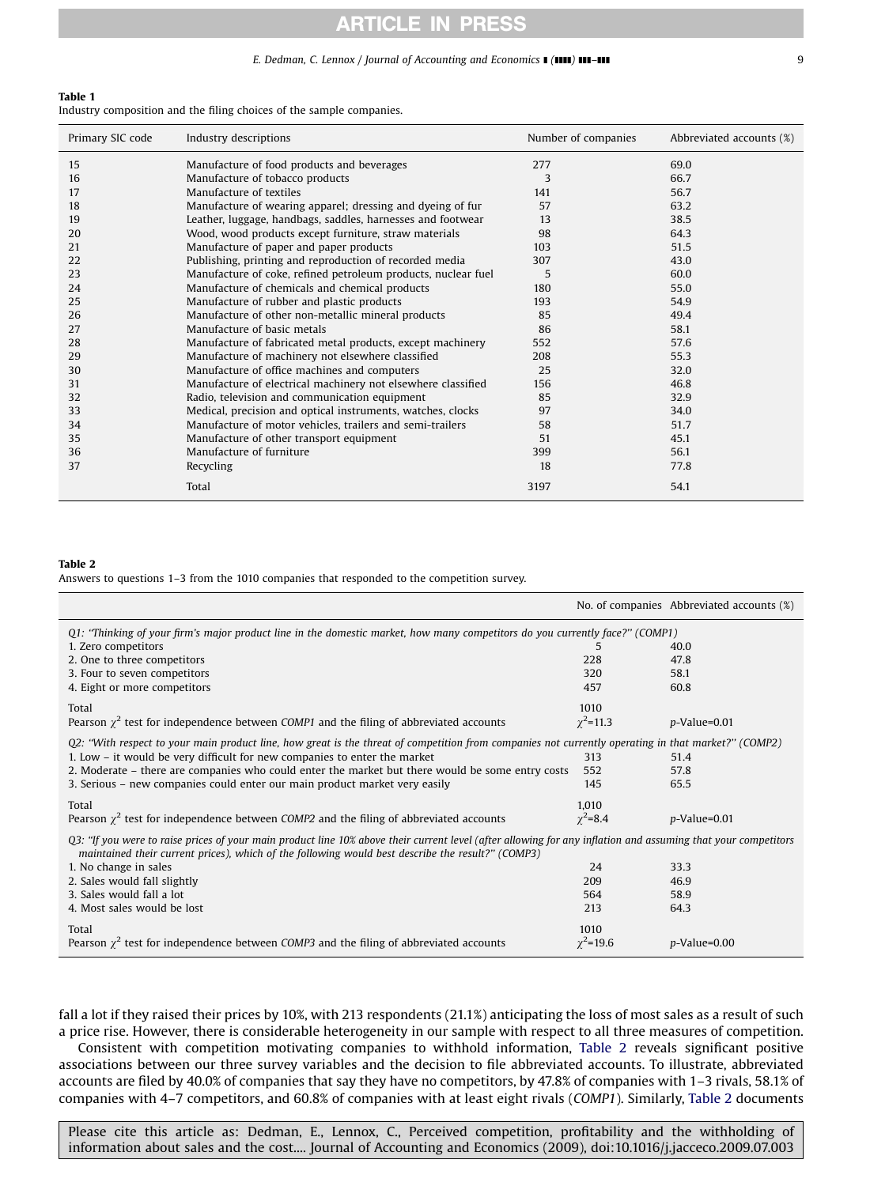**Table 1**
Industry composition and the filing choices of the sample companies.

| Primary SIC code | Industry descriptions | Number of companies | Abbreviated accounts (%) |
|---|---|---|---|
| 15 | Manufacture of food products and beverages | 277 | 69.0 |
| 16 | Manufacture of tobacco products | 3 | 66.7 |
| 17 | Manufacture of textiles | 141 | 56.7 |
| 18 | Manufacture of wearing apparel; dressing and dyeing of fur | 57 | 63.2 |
| 19 | Leather, luggage, handbags, saddles, harnesses and footwear | 13 | 38.5 |
| 20 | Wood, wood products except furniture, straw materials | 98 | 64.3 |
| 21 | Manufacture of paper and paper products | 103 | 51.5 |
| 22 | Publishing, printing and reproduction of recorded media | 307 | 43.0 |
| 23 | Manufacture of coke, refined petroleum products, nuclear fuel | 5 | 60.0 |
| 24 | Manufacture of chemicals and chemical products | 180 | 55.0 |
| 25 | Manufacture of rubber and plastic products | 193 | 54.9 |
| 26 | Manufacture of other non-metallic mineral products | 85 | 49.4 |
| 27 | Manufacture of basic metals | 86 | 58.1 |
| 28 | Manufacture of fabricated metal products, except machinery | 552 | 57.6 |
| 29 | Manufacture of machinery not elsewhere classified | 208 | 55.3 |
| 30 | Manufacture of office machines and computers | 25 | 32.0 |
| 31 | Manufacture of electrical machinery not elsewhere classified | 156 | 46.8 |
| 32 | Radio, television and communication equipment | 85 | 32.9 |
| 33 | Medical, precision and optical instruments, watches, clocks | 97 | 34.0 |
| 34 | Manufacture of motor vehicles, trailers and semi-trailers | 58 | 51.7 |
| 35 | Manufacture of other transport equipment | 51 | 45.1 |
| 36 | Manufacture of furniture | 399 | 56.1 |
| 37 | Recycling | 18 | 77.8 |
| | Total | 3197 | 54.1 |

**Table 2**
Answers to questions 1–3 from the 1010 companies that responded to the competition survey.

| | No. of companies | Abbreviated accounts (%) |
|---|---|---|
| *Q1: "Thinking of your firm's major product line in the domestic market, how many competitors do you currently face?" (COMP1)* | | |
| 1. Zero competitors | 5 | 40.0 |
| 2. One to three competitors | 228 | 47.8 |
| 3. Four to seven competitors | 320 | 58.1 |
| 4. Eight or more competitors | 457 | 60.8 |
| Total | 1010 | |
| Pearson $\chi^2$ test for independence between *COMP1* and the filing of abbreviated accounts | $\chi^2$=11.3 | *p*-Value=0.01 |
| *Q2: "With respect to your main product line, how great is the threat of competition from companies not currently operating in that market?" (COMP2)* | | |
| 1. Low – it would be very difficult for new companies to enter the market | 313 | 51.4 |
| 2. Moderate – there are companies who could enter the market but there would be some entry costs | 552 | 57.8 |
| 3. Serious – new companies could enter our main product market very easily | 145 | 65.5 |
| Total | 1,010 | |
| Pearson $\chi^2$ test for independence between *COMP2* and the filing of abbreviated accounts | $\chi^2$=8.4 | *p*-Value=0.01 |
| *Q3: "If you were to raise prices of your main product line 10% above their current level (after allowing for any inflation and assuming that your competitors maintained their current prices), which of the following would best describe the result?" (COMP3)* | | |
| 1. No change in sales | 24 | 33.3 |
| 2. Sales would fall slightly | 209 | 46.9 |
| 3. Sales would fall a lot | 564 | 58.9 |
| 4. Most sales would be lost | 213 | 64.3 |
| Total | 1010 | |
| Pearson $\chi^2$ test for independence between *COMP3* and the filing of abbreviated accounts | $\chi^2$=19.6 | *p*-Value=0.00 |

fall a lot if they raised their prices by 10%, with 213 respondents (21.1%) anticipating the loss of most sales as a result of such a price rise. However, there is considerable heterogeneity in our sample with respect to all three measures of competition.

Consistent with competition motivating companies to withhold information, Table 2 reveals significant positive associations between our three survey variables and the decision to file abbreviated accounts. To illustrate, abbreviated accounts are filed by 40.0% of companies that say they have no competitors, by 47.8% of companies with 1–3 rivals, 58.1% of companies with 4–7 competitors, and 60.8% of companies with at least eight rivals (*COMP1*). Similarly, Table 2 documents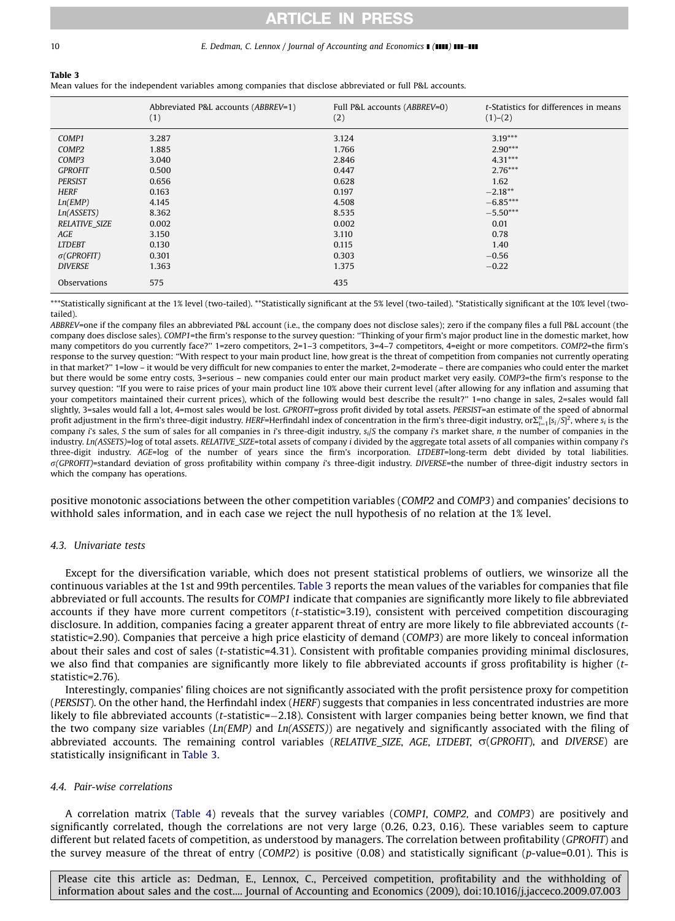**Table 3**
Mean values for the independent variables among companies that disclose abbreviated or full P&L accounts.

| | Abbreviated P&L accounts (*ABBREV*=1) (1) | Full P&L accounts (*ABBREV*=0) (2) | *t*-Statistics for differences in means (1)–(2) |
|---|---|---|---|
| *COMP1* | 3.287 | 3.124 | 3.19*** |
| *COMP2* | 1.885 | 1.766 | 2.90*** |
| *COMP3* | 3.040 | 2.846 | 4.31*** |
| *GPROFIT* | 0.500 | 0.447 | 2.76*** |
| *PERSIST* | 0.656 | 0.628 | 1.62 |
| *HERF* | 0.163 | 0.197 | −2.18** |
| *Ln(EMP)* | 4.145 | 4.508 | −6.85*** |
| *Ln(ASSETS)* | 8.362 | 8.535 | −5.50*** |
| *RELATIVE_SIZE* | 0.002 | 0.002 | 0.01 |
| *AGE* | 3.150 | 3.110 | 0.78 |
| *LTDEBT* | 0.130 | 0.115 | 1.40 |
| *σ(GPROFIT)* | 0.301 | 0.303 | −0.56 |
| *DIVERSE* | 1.363 | 1.375 | −0.22 |
| Observations | 575 | 435 | |

***Statistically significant at the 1% level (two-tailed). **Statistically significant at the 5% level (two-tailed). *Statistically significant at the 10% level (two-tailed).

*ABBREV*=one if the company files an abbreviated P&L account (i.e., the company does not disclose sales); zero if the company files a full P&L account (the company does disclose sales). *COMP1*=the firm's response to the survey question: "Thinking of your firm's major product line in the domestic market, how many competitors do you currently face?" 1=zero competitors, 2=1–3 competitors, 3=4–7 competitors, 4=eight or more competitors. *COMP2*=the firm's response to the survey question: "With respect to your main product line, how great is the threat of competition from companies not currently operating in that market?" 1=low – it would be very difficult for new companies to enter the market, 2=moderate – there are companies who could enter the market but there would be some entry costs, 3=serious – new companies could enter our main product market very easily. *COMP3*=the firm's response to the survey question: "If you were to raise prices of your main product line 10% above their current level (after allowing for any inflation and assuming that your competitors maintained their current prices), which of the following would best describe the result?" 1=no change in sales, 2=sales would fall slightly, 3=sales would fall a lot, 4=most sales would be lost. *GPROFIT*=gross profit divided by total assets. *PERSIST*=an estimate of the speed of abnormal profit adjustment in the firm's three-digit industry. *HERF*=Herfindahl index of concentration in the firm's three-digit industry, or$\Sigma_{i=1}^{n}[s_i/S]^2$, where $s_i$ is the company *i*'s sales, *S* the sum of sales for all companies in *i*'s three-digit industry, $s_i/S$ the company *i*'s market share, *n* the number of companies in the industry. *Ln(ASSETS)*=log of total assets. *RELATIVE_SIZE*=total assets of company *i* divided by the aggregate total assets of all companies within company *i*'s three-digit industry. *AGE*=log of the number of years since the firm's incorporation. *LTDEBT*=long-term debt divided by total liabilities. *σ(GPROFIT)*=standard deviation of gross profitability within company *i*'s three-digit industry. *DIVERSE*=the number of three-digit industry sectors in which the company has operations.

positive monotonic associations between the other competition variables (*COMP2* and *COMP3*) and companies' decisions to withhold sales information, and in each case we reject the null hypothesis of no relation at the 1% level.

### 4.3. Univariate tests

Except for the diversification variable, which does not present statistical problems of outliers, we winsorize all the continuous variables at the 1st and 99th percentiles. Table 3 reports the mean values of the variables for companies that file abbreviated or full accounts. The results for *COMP1* indicate that companies are significantly more likely to file abbreviated accounts if they have more current competitors (*t*-statistic=3.19), consistent with perceived competition discouraging disclosure. In addition, companies facing a greater apparent threat of entry are more likely to file abbreviated accounts (*t*-statistic=2.90). Companies that perceive a high price elasticity of demand (*COMP3*) are more likely to conceal information about their sales and cost of sales (*t*-statistic=4.31). Consistent with profitable companies providing minimal disclosures, we also find that companies are significantly more likely to file abbreviated accounts if gross profitability is higher (*t*-statistic=2.76).

Interestingly, companies' filing choices are not significantly associated with the profit persistence proxy for competition (*PERSIST*). On the other hand, the Herfindahl index (*HERF*) suggests that companies in less concentrated industries are more likely to file abbreviated accounts (*t*-statistic=−2.18). Consistent with larger companies being better known, we find that the two company size variables (*Ln(EMP)* and *Ln(ASSETS)*) are negatively and significantly associated with the filing of abbreviated accounts. The remaining control variables (*RELATIVE_SIZE*, *AGE*, *LTDEBT*, σ(*GPROFIT*), and *DIVERSE*) are statistically insignificant in Table 3.

### 4.4. Pair-wise correlations

A correlation matrix (Table 4) reveals that the survey variables (*COMP1*, *COMP2*, and *COMP3*) are positively and significantly correlated, though the correlations are not very large (0.26, 0.23, 0.16). These variables seem to capture different but related facets of competition, as understood by managers. The correlation between profitability (*GPROFIT*) and the survey measure of the threat of entry (*COMP2*) is positive (0.08) and statistically significant (*p*-value=0.01). This is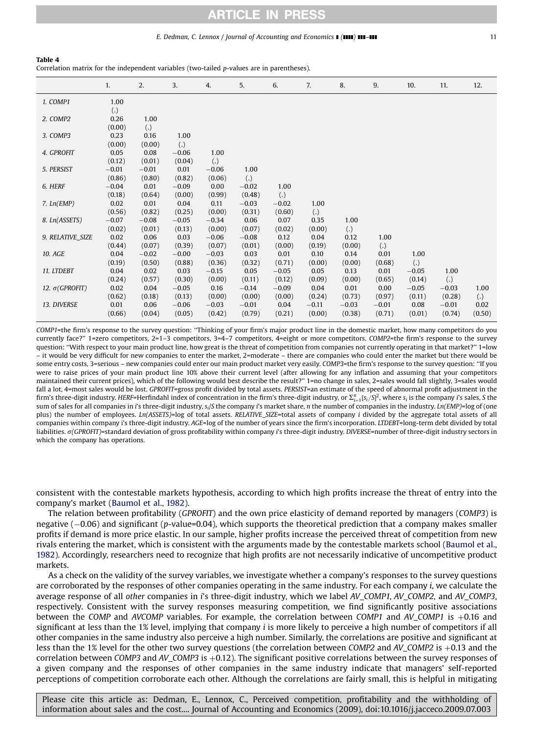**Table 4**
Correlation matrix for the independent variables (two-tailed *p*-values are in parentheses).

| | 1. | 2. | 3. | 4. | 5. | 6. | 7. | 8. | 9. | 10. | 11. | 12. |
|---|---|---|---|---|---|---|---|---|---|---|---|---|
| *1. COMP1* | 1.00 | | | | | | | | | | | |
| | (.) | | | | | | | | | | | |
| *2. COMP2* | 0.26 | 1.00 | | | | | | | | | | |
| | (0.00) | (.) | | | | | | | | | | |
| *3. COMP3* | 0.23 | 0.16 | 1.00 | | | | | | | | | |
| | (0.00) | (0.00) | (.) | | | | | | | | | |
| *4. GPROFIT* | 0.05 | 0.08 | −0.06 | 1.00 | | | | | | | | |
| | (0.12) | (0.01) | (0.04) | (.) | | | | | | | | |
| *5. PERSIST* | −0.01 | −0.01 | 0.01 | −0.06 | 1.00 | | | | | | | |
| | (0.86) | (0.80) | (0.82) | (0.06) | (.) | | | | | | | |
| *6. HERF* | −0.04 | 0.01 | −0.09 | 0.00 | −0.02 | 1.00 | | | | | | |
| | (0.18) | (0.64) | (0.00) | (0.99) | (0.48) | (.) | | | | | | |
| *7. Ln(EMP)* | 0.02 | 0.01 | 0.04 | 0.11 | −0.03 | −0.02 | 1.00 | | | | | |
| | (0.56) | (0.82) | (0.25) | (0.00) | (0.31) | (0.60) | (.) | | | | | |
| *8. Ln(ASSETS)* | −0.07 | −0.08 | −0.05 | −0.34 | 0.06 | 0.07 | 0.35 | 1.00 | | | | |
| | (0.02) | (0.01) | (0.13) | (0.00) | (0.07) | (0.02) | (0.00) | (.) | | | | |
| *9. RELATIVE_SIZE* | 0.02 | 0.06 | 0.03 | −0.06 | −0.08 | 0.12 | 0.04 | 0.12 | 1.00 | | | |
| | (0.44) | (0.07) | (0.39) | (0.07) | (0.01) | (0.00) | (0.19) | (0.00) | (.) | | | |
| *10. AGE* | 0.04 | −0.02 | −0.00 | −0.03 | 0.03 | 0.01 | 0.10 | 0.14 | 0.01 | 1.00 | | |
| | (0.19) | (0.50) | (0.88) | (0.36) | (0.32) | (0.71) | (0.00) | (0.00) | (0.68) | (.) | | |
| *11. LTDEBT* | 0.04 | 0.02 | 0.03 | −0.15 | 0.05 | −0.05 | 0.05 | 0.13 | 0.01 | −0.05 | 1.00 | |
| | (0.24) | (0.57) | (0.30) | (0.00) | (0.11) | (0.12) | (0.09) | (0.00) | (0.65) | (0.14) | (.) | |
| *12. σ(GPROFIT)* | 0.02 | 0.04 | −0.05 | 0.16 | −0.14 | −0.09 | 0.04 | 0.01 | 0.00 | −0.05 | −0.03 | 1.00 |
| | (0.62) | (0.18) | (0.13) | (0.00) | (0.00) | (0.00) | (0.24) | (0.73) | (0.97) | (0.11) | (0.28) | (.) |
| *13. DIVERSE* | 0.01 | 0.06 | −0.06 | −0.03 | −0.01 | 0.04 | −0.11 | −0.03 | −0.01 | 0.08 | −0.01 | 0.02 |
| | (0.66) | (0.04) | (0.05) | (0.42) | (0.79) | (0.21) | (0.00) | (0.38) | (0.71) | (0.01) | (0.74) | (0.50) |

*COMP1*=the firm's response to the survey question: "Thinking of your firm's major product line in the domestic market, how many competitors do you currently face?" 1=zero competitors, 2=1–3 competitors, 3=4–7 competitors, 4=eight or more competitors. *COMP2*=the firm's response to the survey question: "With respect to your main product line, how great is the threat of competition from companies not currently operating in that market?" 1=low – it would be very difficult for new companies to enter the market, 2=moderate – there are companies who could enter the market but there would be some entry costs, 3=serious – new companies could enter our main product market very easily. *COMP3*=the firm's response to the survey question: "If you were to raise prices of your main product line 10% above their current level (after allowing for any inflation and assuming that your competitors maintained their current prices), which of the following would best describe the result?" 1=no change in sales, 2=sales would fall slightly, 3=sales would fall a lot, 4=most sales would be lost. *GPROFIT*=gross profit divided by total assets. *PERSIST*=an estimate of the speed of abnormal profit adjustment in the firm's three-digit industry. *HERF*=Herfindahl index of concentration in the firm's three-digit industry, or $\sum_{i=1}^{n}[s_i/S]^2$, where $s_i$ is the company *i*'s sales, *S* the sum of sales for all companies in *i*'s three-digit industry, $s_i/S$ the company *i*'s market share, *n* the number of companies in the industry. *Ln(EMP)*=log of (one plus) the number of employees. *Ln(ASSETS)*=log of total assets. *RELATIVE_SIZE*=total assets of company *i* divided by the aggregate total assets of all companies within company i's three-digit industry. *AGE*=log of the number of years since the firm's incorporation. *LTDEBT*=long-term debt divided by total liabilities. *σ(GPROFIT)*=standard deviation of gross profitability within company *i*'s three-digit industry. *DIVERSE*=number of three-digit industry sectors in which the company has operations.

consistent with the contestable markets hypothesis, according to which high profits increase the threat of entry into the company's market (Baumol et al., 1982).

The relation between profitability (*GPROFIT*) and the own price elasticity of demand reported by managers (*COMP3*) is negative (−0.06) and significant (*p*-value=0.04), which supports the theoretical prediction that a company makes smaller profits if demand is more price elastic. In our sample, higher profits increase the perceived threat of competition from new rivals entering the market, which is consistent with the arguments made by the contestable markets school (Baumol et al., 1982). Accordingly, researchers need to recognize that high profits are not necessarily indicative of uncompetitive product markets.

As a check on the validity of the survey variables, we investigate whether a company's responses to the survey questions are corroborated by the responses of other companies operating in the same industry. For each company *i*, we calculate the average response of all *other* companies in *i*'s three-digit industry, which we label *AV_COMP1, AV_COMP2,* and *AV_COMP3*, respectively. Consistent with the survey responses measuring competition, we find significantly positive associations between the *COMP* and *AVCOMP* variables. For example, the correlation between *COMP1* and *AV_COMP1* is +0.16 and significant at less than the 1% level, implying that company *i* is more likely to perceive a high number of competitors if all other companies in the same industry also perceive a high number. Similarly, the correlations are positive and significant at less than the 1% level for the other two survey questions (the correlation between *COMP2* and *AV_COMP2* is +0.13 and the correlation between *COMP3* and *AV_COMP3* is +0.12). The significant positive correlations between the survey responses of a given company and the responses of other companies in the same industry indicate that managers' self-reported perceptions of competition corroborate each other. Although the correlations are fairly small, this is helpful in mitigating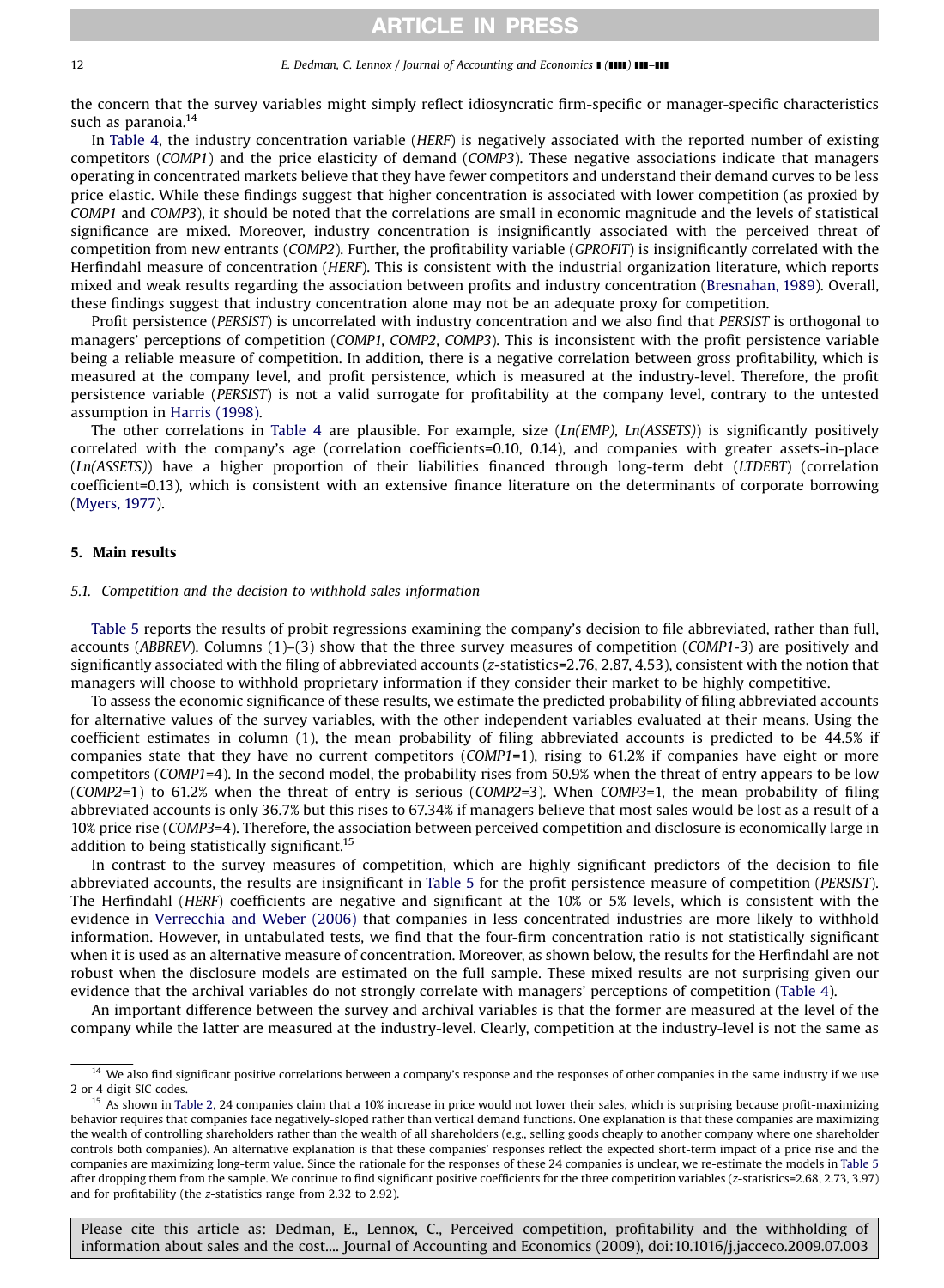the concern that the survey variables might simply reflect idiosyncratic firm-specific or manager-specific characteristics such as paranoia.[14]

In Table 4, the industry concentration variable (*HERF*) is negatively associated with the reported number of existing competitors (*COMP1*) and the price elasticity of demand (*COMP3*). These negative associations indicate that managers operating in concentrated markets believe that they have fewer competitors and understand their demand curves to be less price elastic. While these findings suggest that higher concentration is associated with lower competition (as proxied by *COMP1* and *COMP3*), it should be noted that the correlations are small in economic magnitude and the levels of statistical significance are mixed. Moreover, industry concentration is insignificantly associated with the perceived threat of competition from new entrants (*COMP2*). Further, the profitability variable (*GPROFIT*) is insignificantly correlated with the Herfindahl measure of concentration (*HERF*). This is consistent with the industrial organization literature, which reports mixed and weak results regarding the association between profits and industry concentration (Bresnahan, 1989). Overall, these findings suggest that industry concentration alone may not be an adequate proxy for competition.

Profit persistence (*PERSIST*) is uncorrelated with industry concentration and we also find that *PERSIST* is orthogonal to managers' perceptions of competition (*COMP1, COMP2, COMP3*). This is inconsistent with the profit persistence variable being a reliable measure of competition. In addition, there is a negative correlation between gross profitability, which is measured at the company level, and profit persistence, which is measured at the industry-level. Therefore, the profit persistence variable (*PERSIST*) is not a valid surrogate for profitability at the company level, contrary to the untested assumption in Harris (1998).

The other correlations in Table 4 are plausible. For example, size (*Ln(EMP), Ln(ASSETS)*) is significantly positively correlated with the company's age (correlation coefficients=0.10, 0.14), and companies with greater assets-in-place (*Ln(ASSETS)*) have a higher proportion of their liabilities financed through long-term debt (*LTDEBT*) (correlation coefficient=0.13), which is consistent with an extensive finance literature on the determinants of corporate borrowing (Myers, 1977).

## 5. Main results

### 5.1. Competition and the decision to withhold sales information

Table 5 reports the results of probit regressions examining the company's decision to file abbreviated, rather than full, accounts (*ABBREV*). Columns (1)–(3) show that the three survey measures of competition (*COMP1-3*) are positively and significantly associated with the filing of abbreviated accounts (*z*-statistics=2.76, 2.87, 4.53), consistent with the notion that managers will choose to withhold proprietary information if they consider their market to be highly competitive.

To assess the economic significance of these results, we estimate the predicted probability of filing abbreviated accounts for alternative values of the survey variables, with the other independent variables evaluated at their means. Using the coefficient estimates in column (1), the mean probability of filing abbreviated accounts is predicted to be 44.5% if companies state that they have no current competitors (*COMP1*=1), rising to 61.2% if companies have eight or more competitors (*COMP1*=4). In the second model, the probability rises from 50.9% when the threat of entry appears to be low (*COMP2*=1) to 61.2% when the threat of entry is serious (*COMP2*=3). When *COMP3*=1, the mean probability of filing abbreviated accounts is only 36.7% but this rises to 67.34% if managers believe that most sales would be lost as a result of a 10% price rise (*COMP3*=4). Therefore, the association between perceived competition and disclosure is economically large in addition to being statistically significant.[15]

In contrast to the survey measures of competition, which are highly significant predictors of the decision to file abbreviated accounts, the results are insignificant in Table 5 for the profit persistence measure of competition (*PERSIST*). The Herfindahl (*HERF*) coefficients are negative and significant at the 10% or 5% levels, which is consistent with the evidence in Verrecchia and Weber (2006) that companies in less concentrated industries are more likely to withhold information. However, in untabulated tests, we find that the four-firm concentration ratio is not statistically significant when it is used as an alternative measure of concentration. Moreover, as shown below, the results for the Herfindahl are not robust when the disclosure models are estimated on the full sample. These mixed results are not surprising given our evidence that the archival variables do not strongly correlate with managers' perceptions of competition (Table 4).

An important difference between the survey and archival variables is that the former are measured at the level of the company while the latter are measured at the industry-level. Clearly, competition at the industry-level is not the same as

---

[14] We also find significant positive correlations between a company's response and the responses of other companies in the same industry if we use 2 or 4 digit SIC codes.

[15] As shown in Table 2, 24 companies claim that a 10% increase in price would not lower their sales, which is surprising because profit-maximizing behavior requires that companies face negatively-sloped rather than vertical demand functions. One explanation is that these companies are maximizing the wealth of controlling shareholders rather than the wealth of all shareholders (e.g., selling goods cheaply to another company where one shareholder controls both companies). An alternative explanation is that these companies' responses reflect the expected short-term impact of a price rise and the companies are maximizing long-term value. Since the rationale for the responses of these 24 companies is unclear, we re-estimate the models in Table 5 after dropping them from the sample. We continue to find significant positive coefficients for the three competition variables (*z*-statistics=2.68, 2.73, 3.97) and for profitability (the *z*-statistics range from 2.32 to 2.92).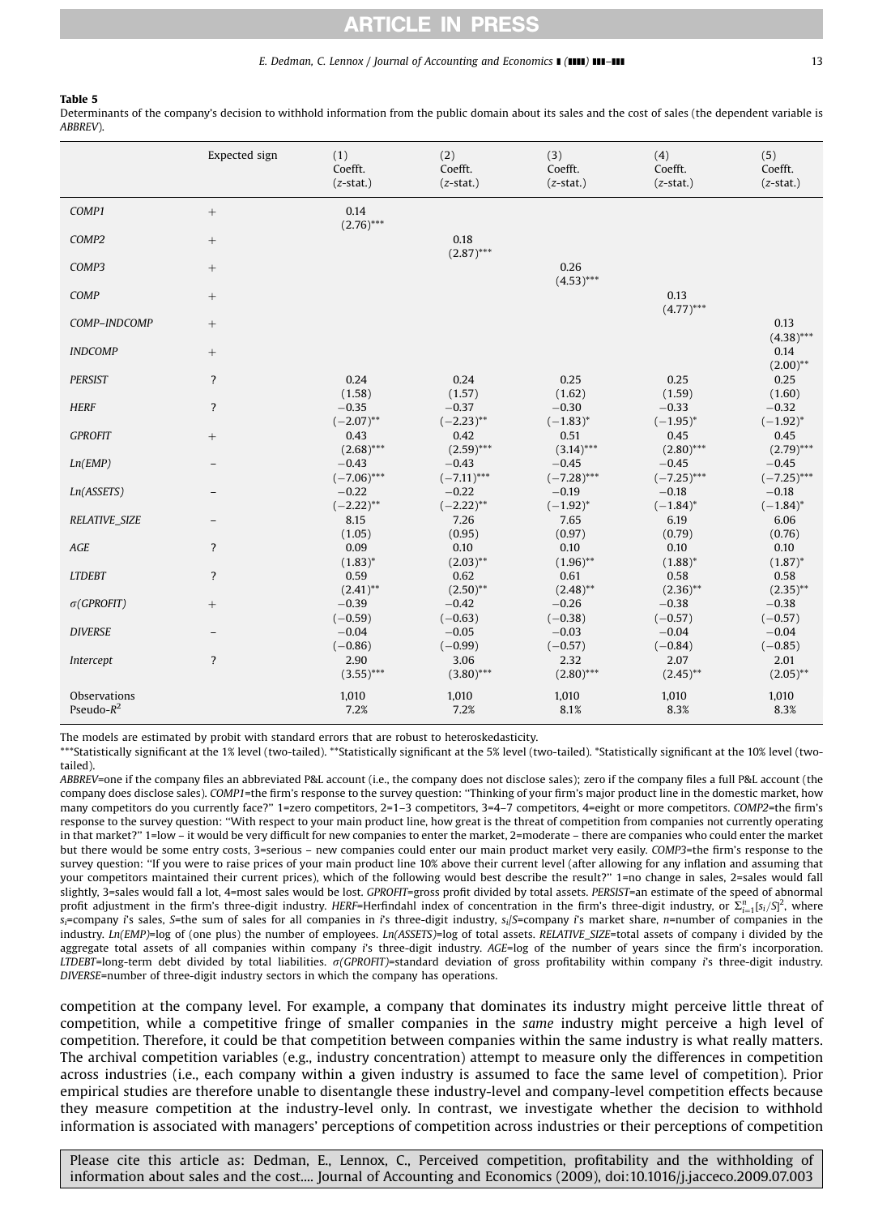**Table 5**
Determinants of the company's decision to withhold information from the public domain about its sales and the cost of sales (the dependent variable is *ABBREV*).

| | Expected sign | (1) Coefft. (*z*-stat.) | (2) Coefft. (*z*-stat.) | (3) Coefft. (*z*-stat.) | (4) Coefft. (*z*-stat.) | (5) Coefft. (*z*-stat.) |
|---|---|---|---|---|---|---|
| *COMP1* | + | 0.14 (2.76)*** | | | | |
| *COMP2* | + | | 0.18 (2.87)*** | | | |
| *COMP3* | + | | | 0.26 (4.53)*** | | |
| *COMP* | + | | | | 0.13 (4.77)*** | |
| *COMP–INDCOMP* | + | | | | | 0.13 (4.38)*** |
| *INDCOMP* | + | | | | | 0.14 (2.00)** |
| *PERSIST* | ? | 0.24 (1.58) | 0.24 (1.57) | 0.25 (1.62) | 0.25 (1.59) | 0.25 (1.60) |
| *HERF* | ? | −0.35 (−2.07)** | −0.37 (−2.23)** | −0.30 (−1.83)* | −0.33 (−1.95)* | −0.32 (−1.92)* |
| *GPROFIT* | + | 0.43 (2.68)*** | 0.42 (2.59)*** | 0.51 (3.14)*** | 0.45 (2.80)*** | 0.45 (2.79)*** |
| *Ln(EMP)* | − | −0.43 (−7.06)*** | −0.43 (−7.11)*** | −0.45 (−7.28)*** | −0.45 (−7.25)*** | −0.45 (−7.25)*** |
| *Ln(ASSETS)* | − | −0.22 (−2.22)** | −0.22 (−2.22)** | −0.19 (−1.92)* | −0.18 (−1.84)* | −0.18 (−1.84)* |
| *RELATIVE_SIZE* | − | 8.15 (1.05) | 7.26 (0.95) | 7.65 (0.97) | 6.19 (0.79) | 6.06 (0.76) |
| *AGE* | ? | 0.09 (1.83)* | 0.10 (2.03)** | 0.10 (1.96)** | 0.10 (1.88)* | 0.10 (1.87)* |
| *LTDEBT* | ? | 0.59 (2.41)** | 0.62 (2.50)** | 0.61 (2.48)** | 0.58 (2.36)** | 0.58 (2.35)** |
| *σ(GPROFIT)* | + | −0.39 (−0.59) | −0.42 (−0.63) | −0.26 (−0.38) | −0.38 (−0.57) | −0.38 (−0.57) |
| *DIVERSE* | − | −0.04 (−0.86) | −0.05 (−0.99) | −0.03 (−0.57) | −0.04 (−0.84) | −0.04 (−0.85) |
| *Intercept* | ? | 2.90 (3.55)*** | 3.06 (3.80)*** | 2.32 (2.80)*** | 2.07 (2.45)** | 2.01 (2.05)** |
| Observations | | 1,010 | 1,010 | 1,010 | 1,010 | 1,010 |
| Pseudo-$R^2$ | | 7.2% | 7.2% | 8.1% | 8.3% | 8.3% |

The models are estimated by probit with standard errors that are robust to heteroskedasticity.

***Statistically significant at the 1% level (two-tailed). **Statistically significant at the 5% level (two-tailed). *Statistically significant at the 10% level (two-tailed).

*ABBREV*=one if the company files an abbreviated P&L account (i.e., the company does not disclose sales); zero if the company files a full P&L account (the company does disclose sales). *COMP1*=the firm's response to the survey question: "Thinking of your firm's major product line in the domestic market, how many competitors do you currently face?" 1=zero competitors, 2=1–3 competitors, 3=4–7 competitors, 4=eight or more competitors. *COMP2*=the firm's response to the survey question: "With respect to your main product line, how great is the threat of competition from companies not currently operating in that market?" 1=low – it would be very difficult for new companies to enter the market, 2=moderate – there are companies who could enter the market but there would be some entry costs, 3=serious – new companies could enter our main product market very easily. *COMP3*=the firm's response to the survey question: "If you were to raise prices of your main product line 10% above their current level (after allowing for any inflation and assuming that your competitors maintained their current prices), which of the following would best describe the result?" 1=no change in sales, 2=sales would fall slightly, 3=sales would fall a lot, 4=most sales would be lost. *GPROFIT*=gross profit divided by total assets. *PERSIST*=an estimate of the speed of abnormal profit adjustment in the firm's three-digit industry. *HERF*=Herfindahl index of concentration in the firm's three-digit industry, or $\Sigma_{i=1}^{n}[s_i/S]^2$, where $s_i$=company $i$'s sales, $S$=the sum of sales for all companies in $i$'s three-digit industry, $s_i/S$=company $i$'s market share, $n$=number of companies in the industry. *Ln(EMP)*=log of (one plus) the number of employees. *Ln(ASSETS)*=log of total assets. *RELATIVE_SIZE*=total assets of company i divided by the aggregate total assets of all companies within company $i$'s three-digit industry. *AGE*=log of the number of years since the firm's incorporation. *LTDEBT*=long-term debt divided by total liabilities. *σ(GPROFIT)*=standard deviation of gross profitability within company $i$'s three-digit industry. *DIVERSE*=number of three-digit industry sectors in which the company has operations.

competition at the company level. For example, a company that dominates its industry might perceive little threat of competition, while a competitive fringe of smaller companies in the *same* industry might perceive a high level of competition. Therefore, it could be that competition between companies within the same industry is what really matters. The archival competition variables (e.g., industry concentration) attempt to measure only the differences in competition across industries (i.e., each company within a given industry is assumed to face the same level of competition). Prior empirical studies are therefore unable to disentangle these industry-level and company-level competition effects because they measure competition at the industry-level only. In contrast, we investigate whether the decision to withhold information is associated with managers' perceptions of competition across industries or their perceptions of competition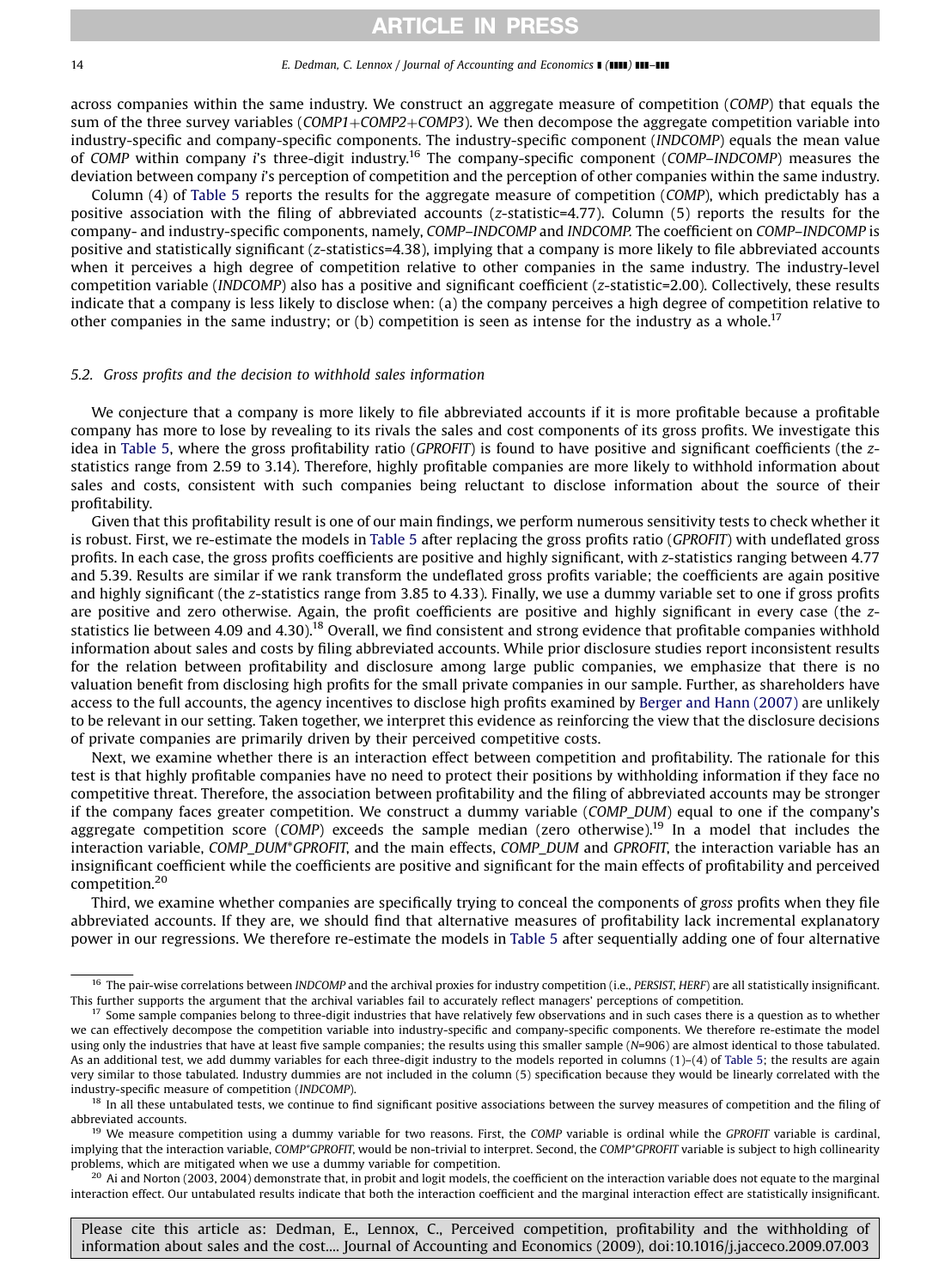across companies within the same industry. We construct an aggregate measure of competition (*COMP*) that equals the sum of the three survey variables (*COMP1*+*COMP2*+*COMP3*). We then decompose the aggregate competition variable into industry-specific and company-specific components. The industry-specific component (*INDCOMP*) equals the mean value of *COMP* within company *i*'s three-digit industry.[16] The company-specific component (*COMP–INDCOMP*) measures the deviation between company *i*'s perception of competition and the perception of other companies within the same industry.

Column (4) of Table 5 reports the results for the aggregate measure of competition (*COMP*), which predictably has a positive association with the filing of abbreviated accounts (*z*-statistic=4.77). Column (5) reports the results for the company- and industry-specific components, namely, *COMP–INDCOMP* and *INDCOMP*. The coefficient on *COMP–INDCOMP* is positive and statistically significant (*z*-statistics=4.38), implying that a company is more likely to file abbreviated accounts when it perceives a high degree of competition relative to other companies in the same industry. The industry-level competition variable (*INDCOMP*) also has a positive and significant coefficient (*z*-statistic=2.00). Collectively, these results indicate that a company is less likely to disclose when: (a) the company perceives a high degree of competition relative to other companies in the same industry; or (b) competition is seen as intense for the industry as a whole.[17]

### 5.2. Gross profits and the decision to withhold sales information

We conjecture that a company is more likely to file abbreviated accounts if it is more profitable because a profitable company has more to lose by revealing to its rivals the sales and cost components of its gross profits. We investigate this idea in Table 5, where the gross profitability ratio (*GPROFIT*) is found to have positive and significant coefficients (the *z*-statistics range from 2.59 to 3.14). Therefore, highly profitable companies are more likely to withhold information about sales and costs, consistent with such companies being reluctant to disclose information about the source of their profitability.

Given that this profitability result is one of our main findings, we perform numerous sensitivity tests to check whether it is robust. First, we re-estimate the models in Table 5 after replacing the gross profits ratio (*GPROFIT*) with undeflated gross profits. In each case, the gross profits coefficients are positive and highly significant, with *z*-statistics ranging between 4.77 and 5.39. Results are similar if we rank transform the undeflated gross profits variable; the coefficients are again positive and highly significant (the *z*-statistics range from 3.85 to 4.33). Finally, we use a dummy variable set to one if gross profits are positive and zero otherwise. Again, the profit coefficients are positive and highly significant in every case (the *z*-statistics lie between 4.09 and 4.30).[18] Overall, we find consistent and strong evidence that profitable companies withhold information about sales and costs by filing abbreviated accounts. While prior disclosure studies report inconsistent results for the relation between profitability and disclosure among large public companies, we emphasize that there is no valuation benefit from disclosing high profits for the small private companies in our sample. Further, as shareholders have access to the full accounts, the agency incentives to disclose high profits examined by Berger and Hann (2007) are unlikely to be relevant in our setting. Taken together, we interpret this evidence as reinforcing the view that the disclosure decisions of private companies are primarily driven by their perceived competitive costs.

Next, we examine whether there is an interaction effect between competition and profitability. The rationale for this test is that highly profitable companies have no need to protect their positions by withholding information if they face no competitive threat. Therefore, the association between profitability and the filing of abbreviated accounts may be stronger if the company faces greater competition. We construct a dummy variable (*COMP_DUM*) equal to one if the company's aggregate competition score (*COMP*) exceeds the sample median (zero otherwise).[19] In a model that includes the interaction variable, *COMP_DUM*\**GPROFIT*, and the main effects, *COMP_DUM* and *GPROFIT*, the interaction variable has an insignificant coefficient while the coefficients are positive and significant for the main effects of profitability and perceived competition.[20]

Third, we examine whether companies are specifically trying to conceal the components of *gross* profits when they file abbreviated accounts. If they are, we should find that alternative measures of profitability lack incremental explanatory power in our regressions. We therefore re-estimate the models in Table 5 after sequentially adding one of four alternative

---

[16] The pair-wise correlations between *INDCOMP* and the archival proxies for industry competition (i.e., *PERSIST*, *HERF*) are all statistically insignificant. This further supports the argument that the archival variables fail to accurately reflect managers' perceptions of competition.

[17] Some sample companies belong to three-digit industries that have relatively few observations and in such cases there is a question as to whether we can effectively decompose the competition variable into industry-specific and company-specific components. We therefore re-estimate the model using only the industries that have at least five sample companies; the results using this smaller sample (*N*=906) are almost identical to those tabulated. As an additional test, we add dummy variables for each three-digit industry to the models reported in columns (1)–(4) of Table 5; the results are again very similar to those tabulated. Industry dummies are not included in the column (5) specification because they would be linearly correlated with the industry-specific measure of competition (*INDCOMP*).

[18] In all these untabulated tests, we continue to find significant positive associations between the survey measures of competition and the filing of abbreviated accounts.

[19] We measure competition using a dummy variable for two reasons. First, the *COMP* variable is ordinal while the *GPROFIT* variable is cardinal, implying that the interaction variable, *COMP*\**GPROFIT*, would be non-trivial to interpret. Second, the *COMP*\**GPROFIT* variable is subject to high collinearity problems, which are mitigated when we use a dummy variable for competition.

[20] Ai and Norton (2003, 2004) demonstrate that, in probit and logit models, the coefficient on the interaction variable does not equate to the marginal interaction effect. Our untabulated results indicate that both the interaction coefficient and the marginal interaction effect are statistically insignificant.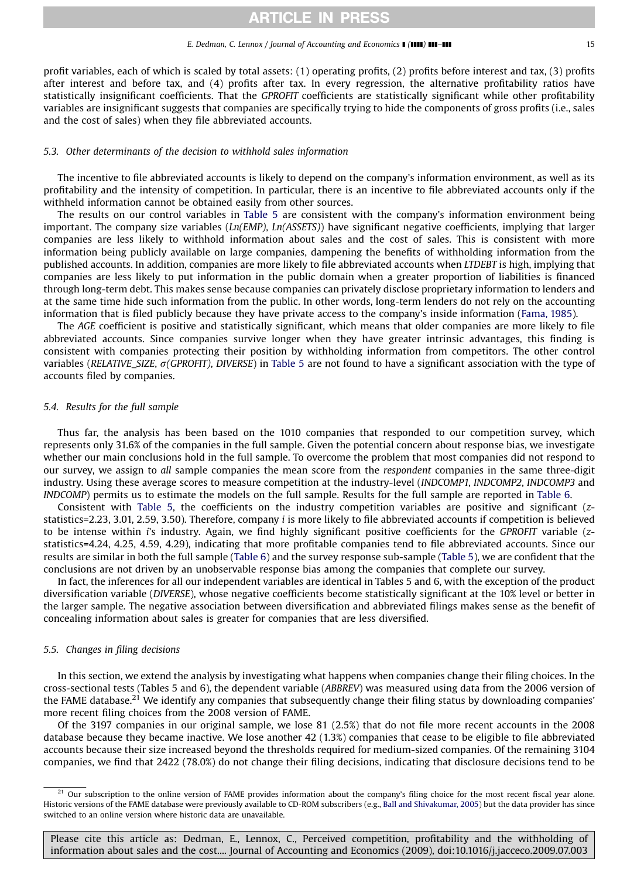profit variables, each of which is scaled by total assets: (1) operating profits, (2) profits before interest and tax, (3) profits after interest and before tax, and (4) profits after tax. In every regression, the alternative profitability ratios have statistically insignificant coefficients. That the *GPROFIT* coefficients are statistically significant while other profitability variables are insignificant suggests that companies are specifically trying to hide the components of gross profits (i.e., sales and the cost of sales) when they file abbreviated accounts.

### *5.3. Other determinants of the decision to withhold sales information*

The incentive to file abbreviated accounts is likely to depend on the company's information environment, as well as its profitability and the intensity of competition. In particular, there is an incentive to file abbreviated accounts only if the withheld information cannot be obtained easily from other sources.

The results on our control variables in Table 5 are consistent with the company's information environment being important. The company size variables (*Ln(EMP)*, *Ln(ASSETS)*) have significant negative coefficients, implying that larger companies are less likely to withhold information about sales and the cost of sales. This is consistent with more information being publicly available on large companies, dampening the benefits of withholding information from the published accounts. In addition, companies are more likely to file abbreviated accounts when *LTDEBT* is high, implying that companies are less likely to put information in the public domain when a greater proportion of liabilities is financed through long-term debt. This makes sense because companies can privately disclose proprietary information to lenders and at the same time hide such information from the public. In other words, long-term lenders do not rely on the accounting information that is filed publicly because they have private access to the company's inside information (Fama, 1985).

The *AGE* coefficient is positive and statistically significant, which means that older companies are more likely to file abbreviated accounts. Since companies survive longer when they have greater intrinsic advantages, this finding is consistent with companies protecting their position by withholding information from competitors. The other control variables (*RELATIVE_SIZE*, *σ(GPROFIT)*, *DIVERSE*) in Table 5 are not found to have a significant association with the type of accounts filed by companies.

### *5.4. Results for the full sample*

Thus far, the analysis has been based on the 1010 companies that responded to our competition survey, which represents only 31.6% of the companies in the full sample. Given the potential concern about response bias, we investigate whether our main conclusions hold in the full sample. To overcome the problem that most companies did not respond to our survey, we assign to *all* sample companies the mean score from the *respondent* companies in the same three-digit industry. Using these average scores to measure competition at the industry-level (*INDCOMP1*, *INDCOMP2*, *INDCOMP3* and *INDCOMP*) permits us to estimate the models on the full sample. Results for the full sample are reported in Table 6.

Consistent with Table 5, the coefficients on the industry competition variables are positive and significant (*z*-statistics=2.23, 3.01, 2.59, 3.50). Therefore, company *i* is more likely to file abbreviated accounts if competition is believed to be intense within *i*'s industry. Again, we find highly significant positive coefficients for the *GPROFIT* variable (*z*-statistics=4.24, 4.25, 4.59, 4.29), indicating that more profitable companies tend to file abbreviated accounts. Since our results are similar in both the full sample (Table 6) and the survey response sub-sample (Table 5), we are confident that the conclusions are not driven by an unobservable response bias among the companies that complete our survey.

In fact, the inferences for all our independent variables are identical in Tables 5 and 6, with the exception of the product diversification variable (*DIVERSE*), whose negative coefficients become statistically significant at the 10% level or better in the larger sample. The negative association between diversification and abbreviated filings makes sense as the benefit of concealing information about sales is greater for companies that are less diversified.

### *5.5. Changes in filing decisions*

In this section, we extend the analysis by investigating what happens when companies change their filing choices. In the cross-sectional tests (Tables 5 and 6), the dependent variable (*ABBREV*) was measured using data from the 2006 version of the FAME database.[21] We identify any companies that subsequently change their filing status by downloading companies' more recent filing choices from the 2008 version of FAME.

Of the 3197 companies in our original sample, we lose 81 (2.5%) that do not file more recent accounts in the 2008 database because they became inactive. We lose another 42 (1.3%) companies that cease to be eligible to file abbreviated accounts because their size increased beyond the thresholds required for medium-sized companies. Of the remaining 3104 companies, we find that 2422 (78.0%) do not change their filing decisions, indicating that disclosure decisions tend to be

[21] Our subscription to the online version of FAME provides information about the company's filing choice for the most recent fiscal year alone. Historic versions of the FAME database were previously available to CD-ROM subscribers (e.g., Ball and Shivakumar, 2005) but the data provider has since switched to an online version where historic data are unavailable.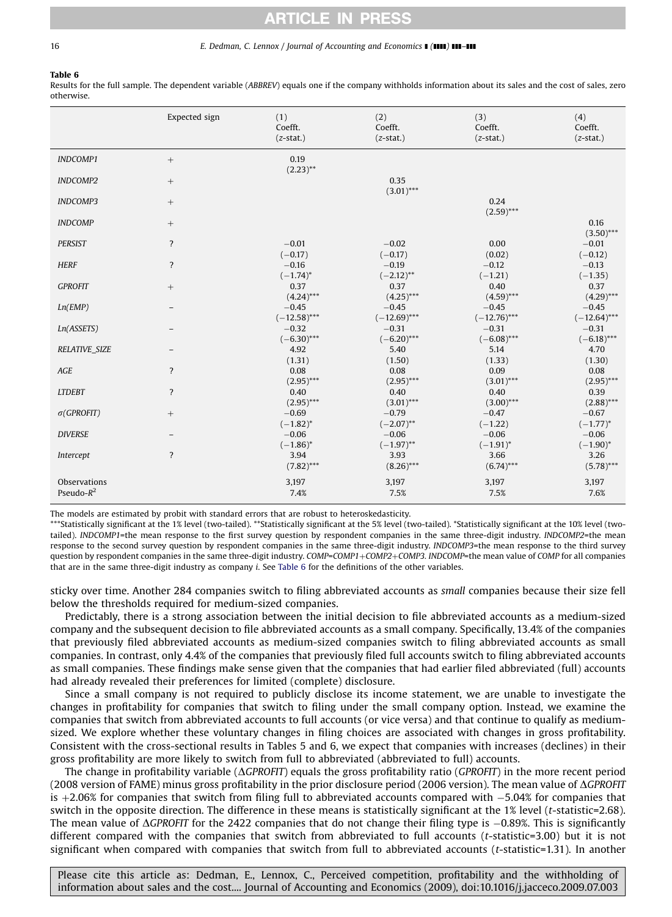**Table 6**

Results for the full sample. The dependent variable (*ABBREV*) equals one if the company withholds information about its sales and the cost of sales, zero otherwise.

| | Expected sign | (1) Coefft. (z-stat.) | (2) Coefft. (z-stat.) | (3) Coefft. (z-stat.) | (4) Coefft. (z-stat.) |
|---|---|---|---|---|---|
| *INDCOMP1* | + | 0.19 (2.23)** | | | |
| *INDCOMP2* | + | | 0.35 (3.01)*** | | |
| *INDCOMP3* | + | | | 0.24 (2.59)*** | |
| *INDCOMP* | + | | | | 0.16 (3.50)*** |
| *PERSIST* | ? | −0.01 (−0.17) | −0.02 (−0.17) | 0.00 (0.02) | −0.01 (−0.12) |
| *HERF* | ? | −0.16 (−1.74)* | −0.19 (−2.12)** | −0.12 (−1.21) | −0.13 (−1.35) |
| *GPROFIT* | + | 0.37 (4.24)*** | 0.37 (4.25)*** | 0.40 (4.59)*** | 0.37 (4.29)*** |
| *Ln(EMP)* | – | −0.45 (−12.58)*** | −0.45 (−12.69)*** | −0.45 (−12.76)*** | −0.45 (−12.64)*** |
| *Ln(ASSETS)* | – | −0.32 (−6.30)*** | −0.31 (−6.20)*** | −0.31 (−6.08)*** | −0.31 (−6.18)*** |
| *RELATIVE_SIZE* | – | 4.92 (1.31) | 5.40 (1.50) | 5.14 (1.33) | 4.70 (1.30) |
| *AGE* | ? | 0.08 (2.95)*** | 0.08 (2.95)*** | 0.09 (3.01)*** | 0.08 (2.95)*** |
| *LTDEBT* | ? | 0.40 (2.95)*** | 0.40 (3.01)*** | 0.40 (3.00)*** | 0.39 (2.88)*** |
| *σ(GPROFIT)* | + | −0.69 (−1.82)* | −0.79 (−2.07)** | −0.47 (−1.22) | −0.67 (−1.77)* |
| *DIVERSE* | – | −0.06 (−1.86)* | −0.06 (−1.97)** | −0.06 (−1.91)* | −0.06 (−1.90)* |
| *Intercept* | ? | 3.94 (7.82)*** | 3.93 (8.26)*** | 3.66 (6.74)*** | 3.26 (5.78)*** |
| Observations | | 3,197 | 3,197 | 3,197 | 3,197 |
| Pseudo-$R^2$ | | 7.4% | 7.5% | 7.5% | 7.6% |

The models are estimated by probit with standard errors that are robust to heteroskedasticity.

***Statistically significant at the 1% level (two-tailed). **Statistically significant at the 5% level (two-tailed). *Statistically significant at the 10% level (two-tailed). *INDCOMP1*=the mean response to the first survey question by respondent companies in the same three-digit industry. *INDCOMP2*=the mean response to the second survey question by respondent companies in the same three-digit industry. *INDCOMP3*=the mean response to the third survey question by respondent companies in the same three-digit industry. *COMP*=*COMP1*+*COMP2*+*COMP3*. *INDCOMP*=the mean value of *COMP* for all companies that are in the same three-digit industry as company *i*. See Table 6 for the definitions of the other variables.

sticky over time. Another 284 companies switch to filing abbreviated accounts as *small* companies because their size fell below the thresholds required for medium-sized companies.

Predictably, there is a strong association between the initial decision to file abbreviated accounts as a medium-sized company and the subsequent decision to file abbreviated accounts as a small company. Specifically, 13.4% of the companies that previously filed abbreviated accounts as medium-sized companies switch to filing abbreviated accounts as small companies. In contrast, only 4.4% of the companies that previously filed full accounts switch to filing abbreviated accounts as small companies. These findings make sense given that the companies that had earlier filed abbreviated (full) accounts had already revealed their preferences for limited (complete) disclosure.

Since a small company is not required to publicly disclose its income statement, we are unable to investigate the changes in profitability for companies that switch to filing under the small company option. Instead, we examine the companies that switch from abbreviated accounts to full accounts (or vice versa) and that continue to qualify as medium-sized. We explore whether these voluntary changes in filing choices are associated with changes in gross profitability. Consistent with the cross-sectional results in Tables 5 and 6, we expect that companies with increases (declines) in their gross profitability are more likely to switch from full to abbreviated (abbreviated to full) accounts.

The change in profitability variable (Δ*GPROFIT*) equals the gross profitability ratio (*GPROFIT*) in the more recent period (2008 version of FAME) minus gross profitability in the prior disclosure period (2006 version). The mean value of Δ*GPROFIT* is +2.06% for companies that switch from filing full to abbreviated accounts compared with −5.04% for companies that switch in the opposite direction. The difference in these means is statistically significant at the 1% level (*t*-statistic=2.68). The mean value of Δ*GPROFIT* for the 2422 companies that do not change their filing type is −0.89%. This is significantly different compared with the companies that switch from abbreviated to full accounts (*t*-statistic=3.00) but it is not significant when compared with companies that switch from full to abbreviated accounts (*t*-statistic=1.31). In another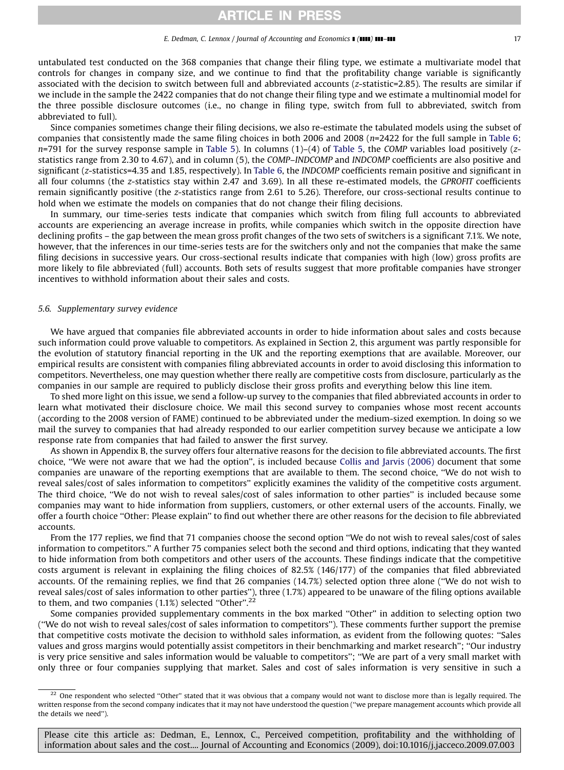untabulated test conducted on the 368 companies that change their filing type, we estimate a multivariate model that controls for changes in company size, and we continue to find that the profitability change variable is significantly associated with the decision to switch between full and abbreviated accounts ($z$-statistic=2.85). The results are similar if we include in the sample the 2422 companies that do not change their filing type and we estimate a multinomial model for the three possible disclosure outcomes (i.e., no change in filing type, switch from full to abbreviated, switch from abbreviated to full).

Since companies sometimes change their filing decisions, we also re-estimate the tabulated models using the subset of companies that consistently made the same filing choices in both 2006 and 2008 ($n$=2422 for the full sample in Table 6; $n$=791 for the survey response sample in Table 5). In columns (1)–(4) of Table 5, the *COMP* variables load positively ($z$-statistics range from 2.30 to 4.67), and in column (5), the *COMP–INDCOMP* and *INDCOMP* coefficients are also positive and significant ($z$-statistics=4.35 and 1.85, respectively). In Table 6, the *INDCOMP* coefficients remain positive and significant in all four columns (the $z$-statistics stay within 2.47 and 3.69). In all these re-estimated models, the *GPROFIT* coefficients remain significantly positive (the $z$-statistics range from 2.61 to 5.26). Therefore, our cross-sectional results continue to hold when we estimate the models on companies that do not change their filing decisions.

In summary, our time-series tests indicate that companies which switch from filing full accounts to abbreviated accounts are experiencing an average increase in profits, while companies which switch in the opposite direction have declining profits – the gap between the mean gross profit changes of the two sets of switchers is a significant 7.1%. We note, however, that the inferences in our time-series tests are for the switchers only and not the companies that make the same filing decisions in successive years. Our cross-sectional results indicate that companies with high (low) gross profits are more likely to file abbreviated (full) accounts. Both sets of results suggest that more profitable companies have stronger incentives to withhold information about their sales and costs.

### 5.6. Supplementary survey evidence

We have argued that companies file abbreviated accounts in order to hide information about sales and costs because such information could prove valuable to competitors. As explained in Section 2, this argument was partly responsible for the evolution of statutory financial reporting in the UK and the reporting exemptions that are available. Moreover, our empirical results are consistent with companies filing abbreviated accounts in order to avoid disclosing this information to competitors. Nevertheless, one may question whether there really are competitive costs from disclosure, particularly as the companies in our sample are required to publicly disclose their gross profits and everything below this line item.

To shed more light on this issue, we send a follow-up survey to the companies that filed abbreviated accounts in order to learn what motivated their disclosure choice. We mail this second survey to companies whose most recent accounts (according to the 2008 version of FAME) continued to be abbreviated under the medium-sized exemption. In doing so we mail the survey to companies that had already responded to our earlier competition survey because we anticipate a low response rate from companies that had failed to answer the first survey.

As shown in Appendix B, the survey offers four alternative reasons for the decision to file abbreviated accounts. The first choice, "We were not aware that we had the option", is included because Collis and Jarvis (2006) document that some companies are unaware of the reporting exemptions that are available to them. The second choice, "We do not wish to reveal sales/cost of sales information to competitors" explicitly examines the validity of the competitive costs argument. The third choice, "We do not wish to reveal sales/cost of sales information to other parties" is included because some companies may want to hide information from suppliers, customers, or other external users of the accounts. Finally, we offer a fourth choice "Other: Please explain" to find out whether there are other reasons for the decision to file abbreviated accounts.

From the 177 replies, we find that 71 companies choose the second option "We do not wish to reveal sales/cost of sales information to competitors." A further 75 companies select both the second and third options, indicating that they wanted to hide information from both competitors and other users of the accounts. These findings indicate that the competitive costs argument is relevant in explaining the filing choices of 82.5% (146/177) of the companies that filed abbreviated accounts. Of the remaining replies, we find that 26 companies (14.7%) selected option three alone ("We do not wish to reveal sales/cost of sales information to other parties"), three (1.7%) appeared to be unaware of the filing options available to them, and two companies (1.1%) selected "Other".[22]

Some companies provided supplementary comments in the box marked "Other" in addition to selecting option two ("We do not wish to reveal sales/cost of sales information to competitors"). These comments further support the premise that competitive costs motivate the decision to withhold sales information, as evident from the following quotes: "Sales values and gross margins would potentially assist competitors in their benchmarking and market research"; "Our industry is very price sensitive and sales information would be valuable to competitors"; "We are part of a very small market with only three or four companies supplying that market. Sales and cost of sales information is very sensitive in such a

[22] One respondent who selected "Other" stated that it was obvious that a company would not want to disclose more than is legally required. The written response from the second company indicates that it may not have understood the question ("we prepare management accounts which provide all the details we need").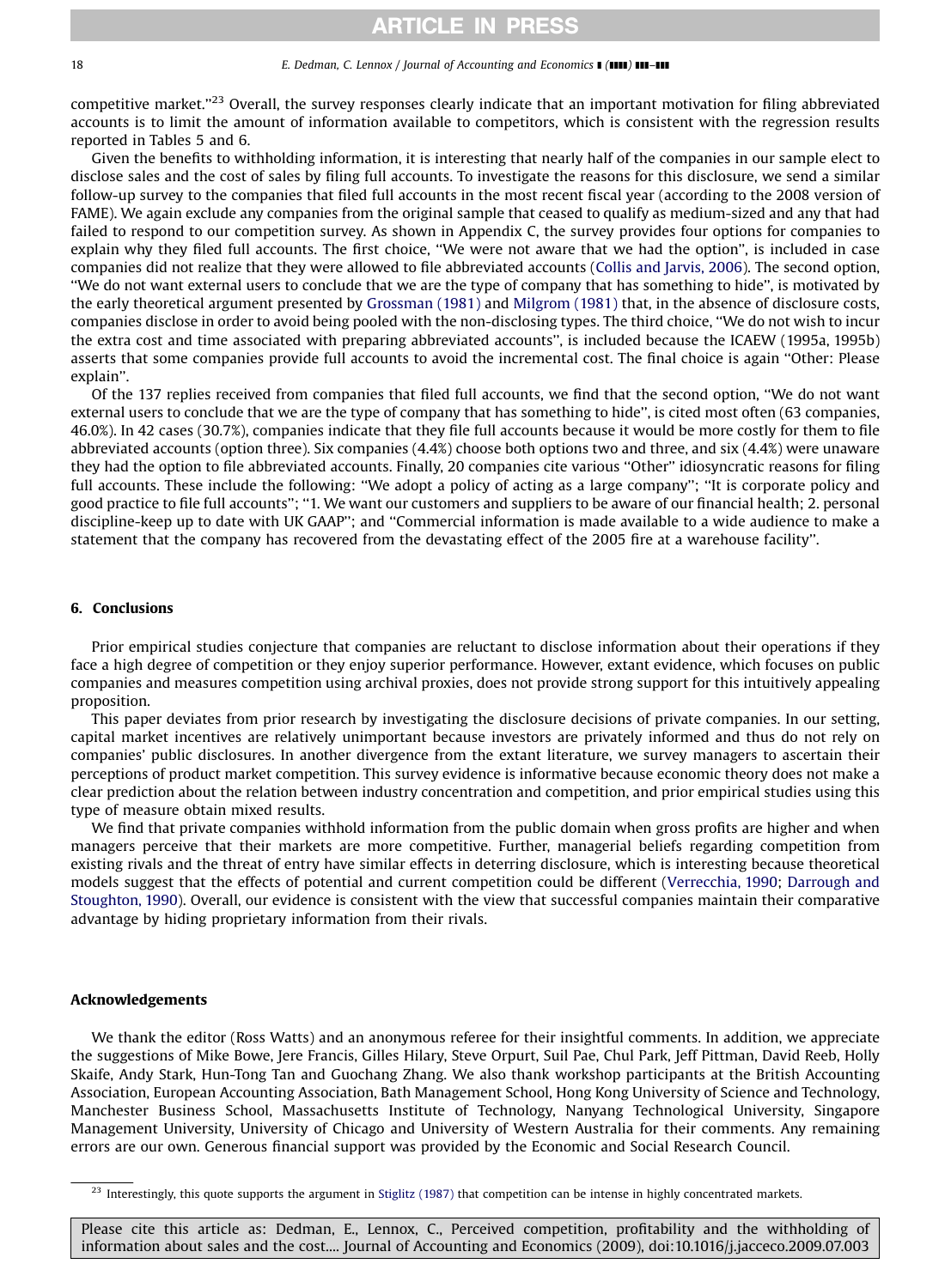competitive market."[23] Overall, the survey responses clearly indicate that an important motivation for filing abbreviated accounts is to limit the amount of information available to competitors, which is consistent with the regression results reported in Tables 5 and 6.

Given the benefits to withholding information, it is interesting that nearly half of the companies in our sample elect to disclose sales and the cost of sales by filing full accounts. To investigate the reasons for this disclosure, we send a similar follow-up survey to the companies that filed full accounts in the most recent fiscal year (according to the 2008 version of FAME). We again exclude any companies from the original sample that ceased to qualify as medium-sized and any that had failed to respond to our competition survey. As shown in Appendix C, the survey provides four options for companies to explain why they filed full accounts. The first choice, "We were not aware that we had the option", is included in case companies did not realize that they were allowed to file abbreviated accounts (Collis and Jarvis, 2006). The second option, "We do not want external users to conclude that we are the type of company that has something to hide", is motivated by the early theoretical argument presented by Grossman (1981) and Milgrom (1981) that, in the absence of disclosure costs, companies disclose in order to avoid being pooled with the non-disclosing types. The third choice, "We do not wish to incur the extra cost and time associated with preparing abbreviated accounts", is included because the ICAEW (1995a, 1995b) asserts that some companies provide full accounts to avoid the incremental cost. The final choice is again "Other: Please explain".

Of the 137 replies received from companies that filed full accounts, we find that the second option, "We do not want external users to conclude that we are the type of company that has something to hide", is cited most often (63 companies, 46.0%). In 42 cases (30.7%), companies indicate that they file full accounts because it would be more costly for them to file abbreviated accounts (option three). Six companies (4.4%) choose both options two and three, and six (4.4%) were unaware they had the option to file abbreviated accounts. Finally, 20 companies cite various "Other" idiosyncratic reasons for filing full accounts. These include the following: "We adopt a policy of acting as a large company"; "It is corporate policy and good practice to file full accounts"; "1. We want our customers and suppliers to be aware of our financial health; 2. personal discipline-keep up to date with UK GAAP"; and "Commercial information is made available to a wide audience to make a statement that the company has recovered from the devastating effect of the 2005 fire at a warehouse facility".

## 6. Conclusions

Prior empirical studies conjecture that companies are reluctant to disclose information about their operations if they face a high degree of competition or they enjoy superior performance. However, extant evidence, which focuses on public companies and measures competition using archival proxies, does not provide strong support for this intuitively appealing proposition.

This paper deviates from prior research by investigating the disclosure decisions of private companies. In our setting, capital market incentives are relatively unimportant because investors are privately informed and thus do not rely on companies' public disclosures. In another divergence from the extant literature, we survey managers to ascertain their perceptions of product market competition. This survey evidence is informative because economic theory does not make a clear prediction about the relation between industry concentration and competition, and prior empirical studies using this type of measure obtain mixed results.

We find that private companies withhold information from the public domain when gross profits are higher and when managers perceive that their markets are more competitive. Further, managerial beliefs regarding competition from existing rivals and the threat of entry have similar effects in deterring disclosure, which is interesting because theoretical models suggest that the effects of potential and current competition could be different (Verrecchia, 1990; Darrough and Stoughton, 1990). Overall, our evidence is consistent with the view that successful companies maintain their comparative advantage by hiding proprietary information from their rivals.

### Acknowledgements

We thank the editor (Ross Watts) and an anonymous referee for their insightful comments. In addition, we appreciate the suggestions of Mike Bowe, Jere Francis, Gilles Hilary, Steve Orpurt, Suil Pae, Chul Park, Jeff Pittman, David Reeb, Holly Skaife, Andy Stark, Hun-Tong Tan and Guochang Zhang. We also thank workshop participants at the British Accounting Association, European Accounting Association, Bath Management School, Hong Kong University of Science and Technology, Manchester Business School, Massachusetts Institute of Technology, Nanyang Technological University, Singapore Management University, University of Chicago and University of Western Australia for their comments. Any remaining errors are our own. Generous financial support was provided by the Economic and Social Research Council.

[23] Interestingly, this quote supports the argument in Stiglitz (1987) that competition can be intense in highly concentrated markets.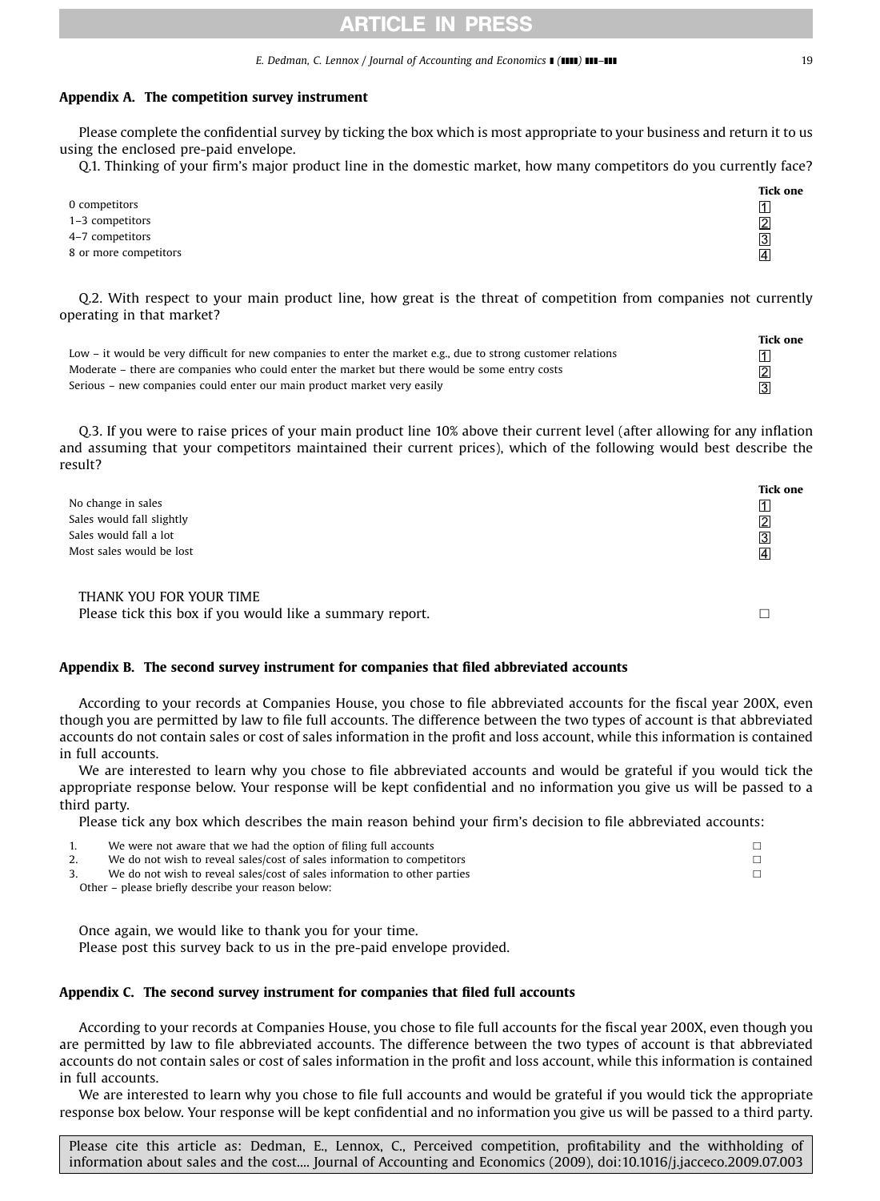## Appendix A. The competition survey instrument

Please complete the confidential survey by ticking the box which is most appropriate to your business and return it to us using the enclosed pre-paid envelope.

Q.1. Thinking of your firm's major product line in the domestic market, how many competitors do you currently face?

| | Tick one |
|---|---|
| 0 competitors | 1 |
| 1–3 competitors | 2 |
| 4–7 competitors | 3 |
| 8 or more competitors | 4 |

Q.2. With respect to your main product line, how great is the threat of competition from companies not currently operating in that market?

| | Tick one |
|---|---|
| Low – it would be very difficult for new companies to enter the market e.g., due to strong customer relations | 1 |
| Moderate – there are companies who could enter the market but there would be some entry costs | 2 |
| Serious – new companies could enter our main product market very easily | 3 |

Q.3. If you were to raise prices of your main product line 10% above their current level (after allowing for any inflation and assuming that your competitors maintained their current prices), which of the following would best describe the result?

| | Tick one |
|---|---|
| No change in sales | 1 |
| Sales would fall slightly | 2 |
| Sales would fall a lot | 3 |
| Most sales would be lost | 4 |

THANK YOU FOR YOUR TIME

Please tick this box if you would like a summary report. ☐

## Appendix B. The second survey instrument for companies that filed abbreviated accounts

According to your records at Companies House, you chose to file abbreviated accounts for the fiscal year 200X, even though you are permitted by law to file full accounts. The difference between the two types of account is that abbreviated accounts do not contain sales or cost of sales information in the profit and loss account, while this information is contained in full accounts.

We are interested to learn why you chose to file abbreviated accounts and would be grateful if you would tick the appropriate response below. Your response will be kept confidential and no information you give us will be passed to a third party.

Please tick any box which describes the main reason behind your firm's decision to file abbreviated accounts:

1. We were not aware that we had the option of filing full accounts ☐
2. We do not wish to reveal sales/cost of sales information to competitors ☐
3. We do not wish to reveal sales/cost of sales information to other parties ☐

Other – please briefly describe your reason below:

Once again, we would like to thank you for your time.

Please post this survey back to us in the pre-paid envelope provided.

## Appendix C. The second survey instrument for companies that filed full accounts

According to your records at Companies House, you chose to file full accounts for the fiscal year 200X, even though you are permitted by law to file abbreviated accounts. The difference between the two types of account is that abbreviated accounts do not contain sales or cost of sales information in the profit and loss account, while this information is contained in full accounts.

We are interested to learn why you chose to file full accounts and would be grateful if you would tick the appropriate response box below. Your response will be kept confidential and no information you give us will be passed to a third party.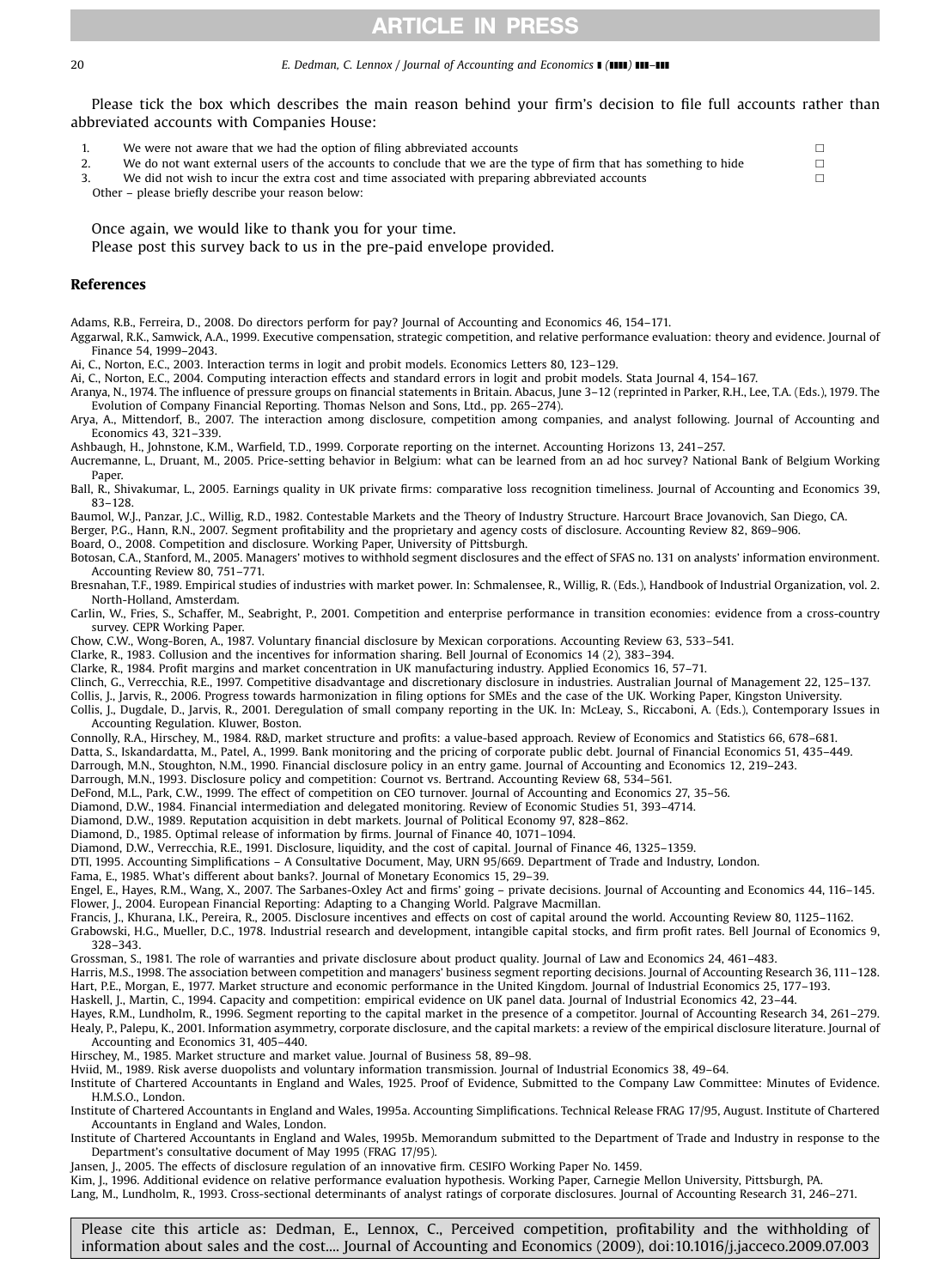Please tick the box which describes the main reason behind your firm's decision to file full accounts rather than abbreviated accounts with Companies House:

1. We were not aware that we had the option of filing abbreviated accounts ☐
2. We do not want external users of the accounts to conclude that we are the type of firm that has something to hide ☐
3. We did not wish to incur the extra cost and time associated with preparing abbreviated accounts ☐

Other – please briefly describe your reason below:

Once again, we would like to thank you for your time.
Please post this survey back to us in the pre-paid envelope provided.

## References

Adams, R.B., Ferreira, D., 2008. Do directors perform for pay? Journal of Accounting and Economics 46, 154–171.

Aggarwal, R.K., Samwick, A.A., 1999. Executive compensation, strategic competition, and relative performance evaluation: theory and evidence. Journal of Finance 54, 1999–2043.

Ai, C., Norton, E.C., 2003. Interaction terms in logit and probit models. Economics Letters 80, 123–129.

Ai, C., Norton, E.C., 2004. Computing interaction effects and standard errors in logit and probit models. Stata Journal 4, 154–167.

Aranya, N., 1974. The influence of pressure groups on financial statements in Britain. Abacus, June 3–12 (reprinted in Parker, R.H., Lee, T.A. (Eds.), 1979. The Evolution of Company Financial Reporting. Thomas Nelson and Sons, Ltd., pp. 265–274).

Arya, A., Mittendorf, B., 2007. The interaction among disclosure, competition among companies, and analyst following. Journal of Accounting and Economics 43, 321–339.

Ashbaugh, H., Johnstone, K.M., Warfield, T.D., 1999. Corporate reporting on the internet. Accounting Horizons 13, 241–257.

Aucremanne, L., Druant, M., 2005. Price-setting behavior in Belgium: what can be learned from an ad hoc survey? National Bank of Belgium Working Paper.

Ball, R., Shivakumar, L., 2005. Earnings quality in UK private firms: comparative loss recognition timeliness. Journal of Accounting and Economics 39, 83–128.

Baumol, W.J., Panzar, J.C., Willig, R.D., 1982. Contestable Markets and the Theory of Industry Structure. Harcourt Brace Jovanovich, San Diego, CA.

Berger, P.G., Hann, R.N., 2007. Segment profitability and the proprietary and agency costs of disclosure. Accounting Review 82, 869–906.

Board, O., 2008. Competition and disclosure. Working Paper, University of Pittsburgh.

Botosan, C.A., Stanford, M., 2005. Managers' motives to withhold segment disclosures and the effect of SFAS no. 131 on analysts' information environment. Accounting Review 80, 751–771.

Bresnahan, T.F., 1989. Empirical studies of industries with market power. In: Schmalensee, R., Willig, R. (Eds.), Handbook of Industrial Organization, vol. 2. North-Holland, Amsterdam.

Carlin, W., Fries, S., Schaffer, M., Seabright, P., 2001. Competition and enterprise performance in transition economies: evidence from a cross-country survey. CEPR Working Paper.

Chow, C.W., Wong-Boren, A., 1987. Voluntary financial disclosure by Mexican corporations. Accounting Review 63, 533–541.

Clarke, R., 1983. Collusion and the incentives for information sharing. Bell Journal of Economics 14 (2), 383–394.

Clarke, R., 1984. Profit margins and market concentration in UK manufacturing industry. Applied Economics 16, 57–71.

Clinch, G., Verrecchia, R.E., 1997. Competitive disadvantage and discretionary disclosure in industries. Australian Journal of Management 22, 125–137.

Collis, J., Jarvis, R., 2006. Progress towards harmonization in filing options for SMEs and the case of the UK. Working Paper, Kingston University.

Collis, J., Dugdale, D., Jarvis, R., 2001. Deregulation of small company reporting in the UK. In: McLeay, S., Riccaboni, A. (Eds.), Contemporary Issues in Accounting Regulation. Kluwer, Boston.

Connolly, R.A., Hirschey, M., 1984. R&D, market structure and profits: a value-based approach. Review of Economics and Statistics 66, 678–681.

Datta, S., Iskandardatta, M., Patel, A., 1999. Bank monitoring and the pricing of corporate public debt. Journal of Financial Economics 51, 435–449.

Darrough, M.N., Stoughton, N.M., 1990. Financial disclosure policy in an entry game. Journal of Accounting and Economics 12, 219–243.

Darrough, M.N., 1993. Disclosure policy and competition: Cournot vs. Bertrand. Accounting Review 68, 534–561.

DeFond, M.L., Park, C.W., 1999. The effect of competition on CEO turnover. Journal of Accounting and Economics 27, 35–56.

Diamond, D.W., 1984. Financial intermediation and delegated monitoring. Review of Economic Studies 51, 393–4714.

Diamond, D.W., 1989. Reputation acquisition in debt markets. Journal of Political Economy 97, 828–862.

Diamond, D., 1985. Optimal release of information by firms. Journal of Finance 40, 1071–1094.

Diamond, D.W., Verrecchia, R.E., 1991. Disclosure, liquidity, and the cost of capital. Journal of Finance 46, 1325–1359.

DTI, 1995. Accounting Simplifications – A Consultative Document, May, URN 95/669. Department of Trade and Industry, London.

Fama, E., 1985. What's different about banks?. Journal of Monetary Economics 15, 29–39.

Engel, E., Hayes, R.M., Wang, X., 2007. The Sarbanes-Oxley Act and firms' going – private decisions. Journal of Accounting and Economics 44, 116–145.

Flower, J., 2004. European Financial Reporting: Adapting to a Changing World. Palgrave Macmillan.

Francis, J., Khurana, I.K., Pereira, R., 2005. Disclosure incentives and effects on cost of capital around the world. Accounting Review 80, 1125–1162.

Grabowski, H.G., Mueller, D.C., 1978. Industrial research and development, intangible capital stocks, and firm profit rates. Bell Journal of Economics 9, 328–343.

Grossman, S., 1981. The role of warranties and private disclosure about product quality. Journal of Law and Economics 24, 461–483.

Harris, M.S., 1998. The association between competition and managers' business segment reporting decisions. Journal of Accounting Research 36, 111–128.

Hart, P.E., Morgan, E., 1977. Market structure and economic performance in the United Kingdom. Journal of Industrial Economics 25, 177–193.

Haskell, J., Martin, C., 1994. Capacity and competition: empirical evidence on UK panel data. Journal of Industrial Economics 42, 23–44.

Hayes, R.M., Lundholm, R., 1996. Segment reporting to the capital market in the presence of a competitor. Journal of Accounting Research 34, 261–279.

Healy, P., Palepu, K., 2001. Information asymmetry, corporate disclosure, and the capital markets: a review of the empirical disclosure literature. Journal of Accounting and Economics 31, 405–440.

Hirschey, M., 1985. Market structure and market value. Journal of Business 58, 89–98.

Hviid, M., 1989. Risk averse duopolists and voluntary information transmission. Journal of Industrial Economics 38, 49–64.

Institute of Chartered Accountants in England and Wales, 1925. Proof of Evidence, Submitted to the Company Law Committee: Minutes of Evidence. H.M.S.O., London.

Institute of Chartered Accountants in England and Wales, 1995a. Accounting Simplifications. Technical Release FRAG 17/95, August. Institute of Chartered Accountants in England and Wales, London.

Institute of Chartered Accountants in England and Wales, 1995b. Memorandum submitted to the Department of Trade and Industry in response to the Department's consultative document of May 1995 (FRAG 17/95).

Jansen, J., 2005. The effects of disclosure regulation of an innovative firm. CESIFO Working Paper No. 1459.

Kim, J., 1996. Additional evidence on relative performance evaluation hypothesis. Working Paper, Carnegie Mellon University, Pittsburgh, PA.

Lang, M., Lundholm, R., 1993. Cross-sectional determinants of analyst ratings of corporate disclosures. Journal of Accounting Research 31, 246–271.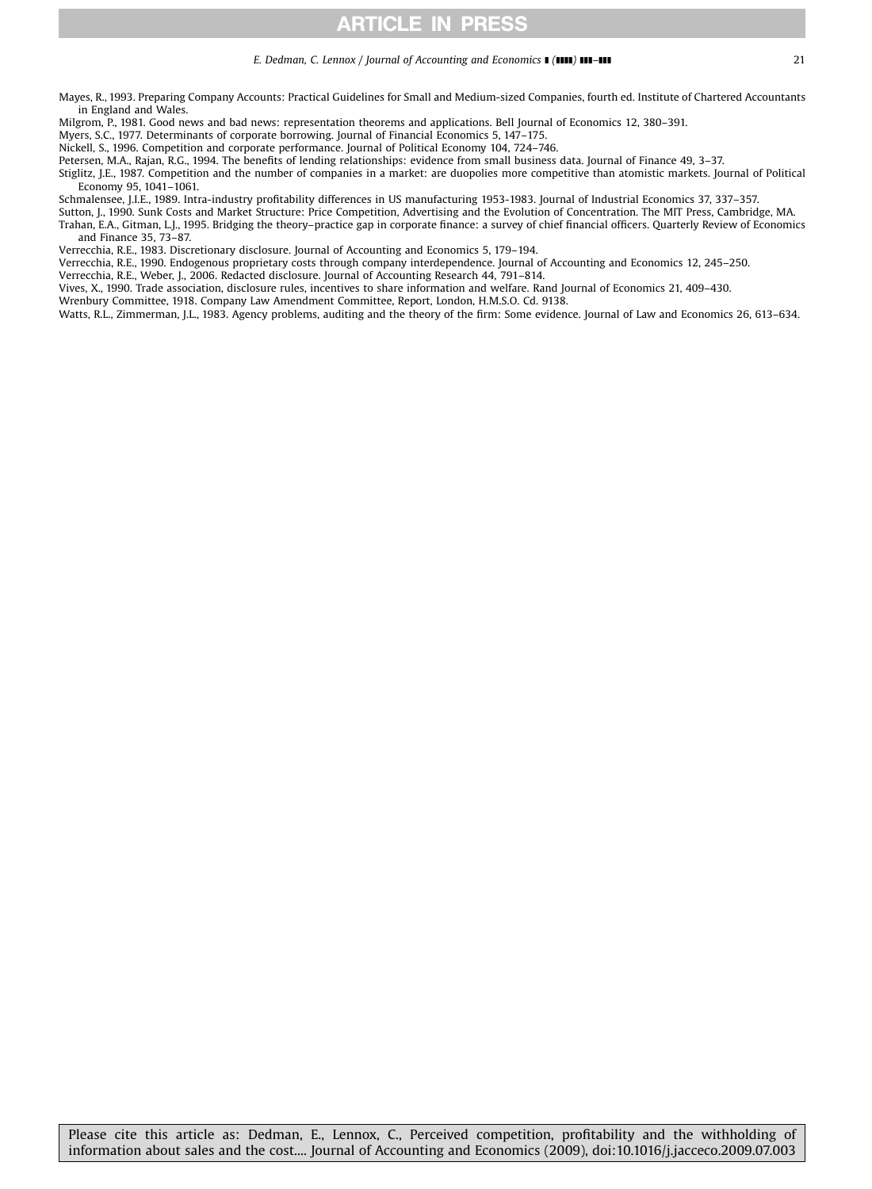Mayes, R., 1993. Preparing Company Accounts: Practical Guidelines for Small and Medium-sized Companies, fourth ed. Institute of Chartered Accountants in England and Wales.

Milgrom, P., 1981. Good news and bad news: representation theorems and applications. Bell Journal of Economics 12, 380–391.

Myers, S.C., 1977. Determinants of corporate borrowing. Journal of Financial Economics 5, 147–175.

Nickell, S., 1996. Competition and corporate performance. Journal of Political Economy 104, 724–746.

Petersen, M.A., Rajan, R.G., 1994. The benefits of lending relationships: evidence from small business data. Journal of Finance 49, 3–37.

Stiglitz, J.E., 1987. Competition and the number of companies in a market: are duopolies more competitive than atomistic markets. Journal of Political Economy 95, 1041–1061.

Schmalensee, J.I.E., 1989. Intra-industry profitability differences in US manufacturing 1953-1983. Journal of Industrial Economics 37, 337–357.

Sutton, J., 1990. Sunk Costs and Market Structure: Price Competition, Advertising and the Evolution of Concentration. The MIT Press, Cambridge, MA.

Trahan, E.A., Gitman, L.J., 1995. Bridging the theory–practice gap in corporate finance: a survey of chief financial officers. Quarterly Review of Economics and Finance 35, 73–87.

Verrecchia, R.E., 1983. Discretionary disclosure. Journal of Accounting and Economics 5, 179–194.

Verrecchia, R.E., 1990. Endogenous proprietary costs through company interdependence. Journal of Accounting and Economics 12, 245–250.

Verrecchia, R.E., Weber, J., 2006. Redacted disclosure. Journal of Accounting Research 44, 791–814.

Vives, X., 1990. Trade association, disclosure rules, incentives to share information and welfare. Rand Journal of Economics 21, 409–430.

Wrenbury Committee, 1918. Company Law Amendment Committee, Report, London, H.M.S.O. Cd. 9138.

Watts, R.L., Zimmerman, J.L., 1983. Agency problems, auditing and the theory of the firm: Some evidence. Journal of Law and Economics 26, 613–634.